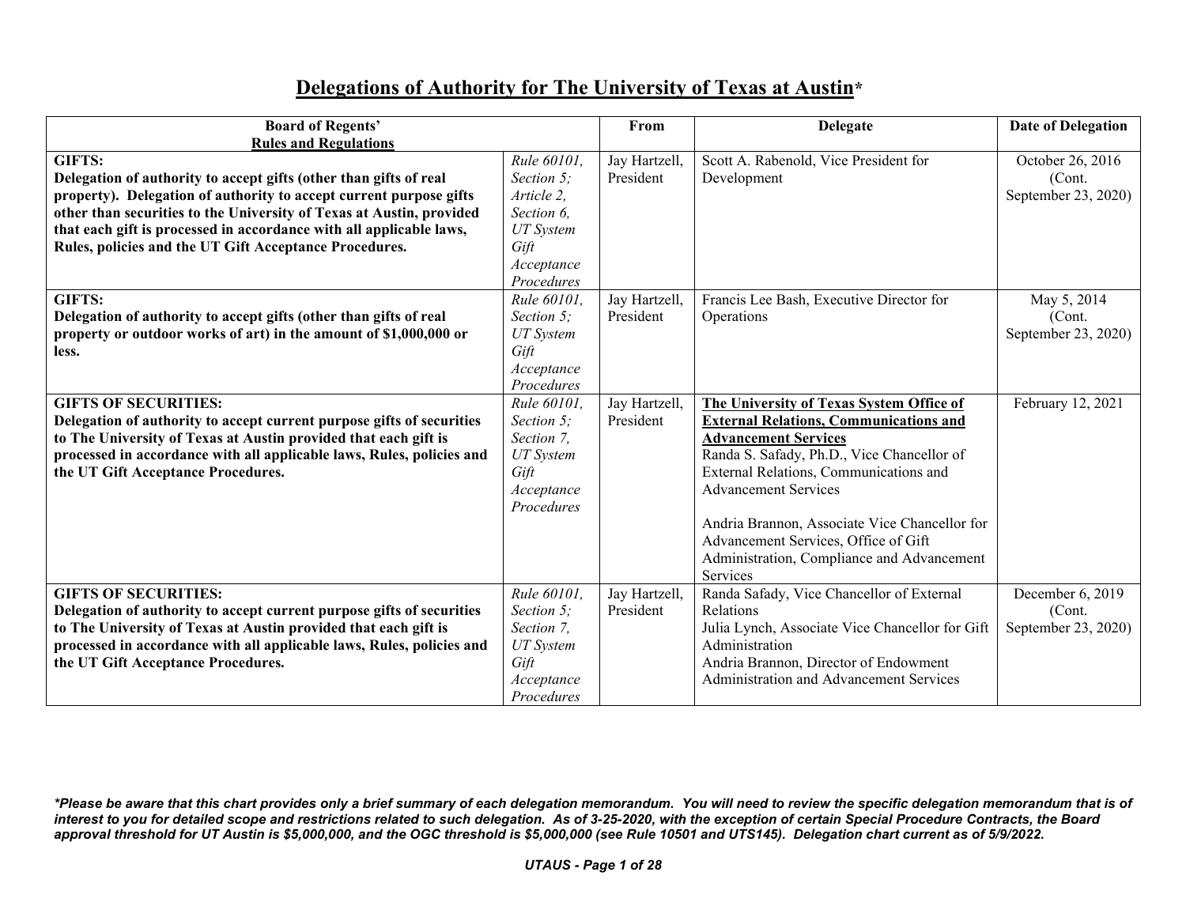# Delegations of Authority for The University of Texas at Austin*

| Board of Regents' Rules and Regulations | | From | Delegate | Date of Delegation |
|---|---|---|---|---|
| **GIFTS:** **Delegation of authority to accept gifts (other than gifts of real property). Delegation of authority to accept current purpose gifts other than securities to the University of Texas at Austin, provided that each gift is processed in accordance with all applicable laws, Rules, policies and the UT Gift Acceptance Procedures.** | *Rule 60101, Section 5; Article 2, Section 6, UT System Gift Acceptance Procedures* | Jay Hartzell, President | Scott A. Rabenold, Vice President for Development | October 26, 2016 (Cont. September 23, 2020) |
| **GIFTS:** **Delegation of authority to accept gifts (other than gifts of real property or outdoor works of art) in the amount of $1,000,000 or less.** | *Rule 60101, Section 5; UT System Gift Acceptance Procedures* | Jay Hartzell, President | Francis Lee Bash, Executive Director for Operations | May 5, 2014 (Cont. September 23, 2020) |
| **GIFTS OF SECURITIES:** **Delegation of authority to accept current purpose gifts of securities to The University of Texas at Austin provided that each gift is processed in accordance with all applicable laws, Rules, policies and the UT Gift Acceptance Procedures.** | *Rule 60101, Section 5; Section 7, UT System Gift Acceptance Procedures* | Jay Hartzell, President | **The University of Texas System Office of External Relations, Communications and Advancement Services**<br>Randa S. Safady, Ph.D., Vice Chancellor of External Relations, Communications and Advancement Services<br><br>Andria Brannon, Associate Vice Chancellor for Advancement Services, Office of Gift Administration, Compliance and Advancement Services | February 12, 2021 |
| **GIFTS OF SECURITIES:** **Delegation of authority to accept current purpose gifts of securities to The University of Texas at Austin provided that each gift is processed in accordance with all applicable laws, Rules, policies and the UT Gift Acceptance Procedures.** | *Rule 60101, Section 5; Section 7, UT System Gift Acceptance Procedures* | Jay Hartzell, President | Randa Safady, Vice Chancellor of External Relations<br>Julia Lynch, Associate Vice Chancellor for Gift Administration<br>Andria Brannon, Director of Endowment Administration and Advancement Services | December 6, 2019 (Cont. September 23, 2020) |

***Please be aware that this chart provides only a brief summary of each delegation memorandum. You will need to review the specific delegation memorandum that is of interest to you for detailed scope and restrictions related to such delegation. As of 3-25-2020, with the exception of certain Special Procedure Contracts, the Board approval threshold for UT Austin is $5,000,000, and the OGC threshold is $5,000,000 (see Rule 10501 and UTS145). Delegation chart current as of 5/9/2022.***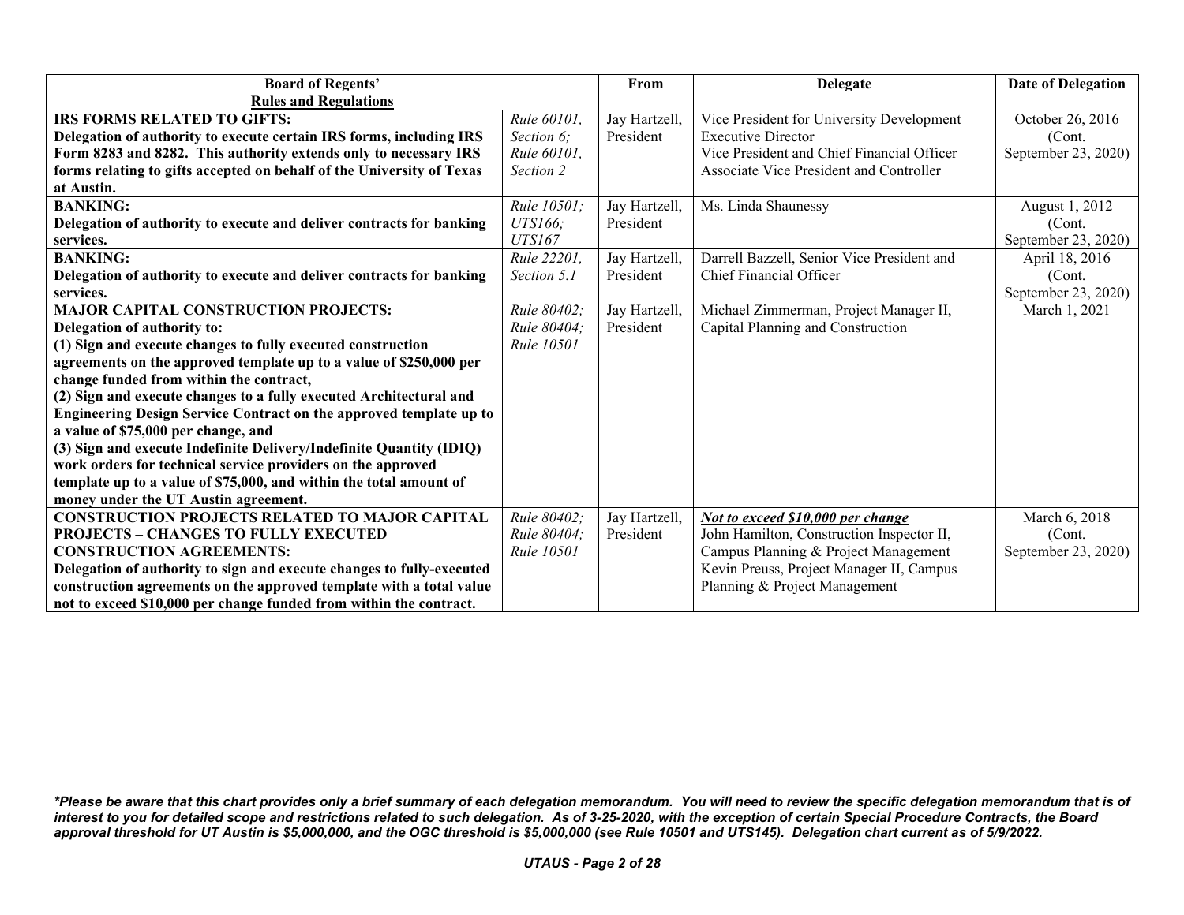| Board of Regents' Rules and Regulations | | From | Delegate | Date of Delegation |
|---|---|---|---|---|
| **IRS FORMS RELATED TO GIFTS:** **Delegation of authority to execute certain IRS forms, including IRS Form 8283 and 8282. This authority extends only to necessary IRS forms relating to gifts accepted on behalf of the University of Texas at Austin.** | *Rule 60101, Section 6; Rule 60101, Section 2* | Jay Hartzell, President | Vice President for University Development<br>Executive Director<br>Vice President and Chief Financial Officer<br>Associate Vice President and Controller | October 26, 2016 (Cont. September 23, 2020) |
| **BANKING:** **Delegation of authority to execute and deliver contracts for banking services.** | *Rule 10501; UTS166; UTS167* | Jay Hartzell, President | Ms. Linda Shaunessy | August 1, 2012 (Cont. September 23, 2020) |
| **BANKING:** **Delegation of authority to execute and deliver contracts for banking services.** | *Rule 22201, Section 5.1* | Jay Hartzell, President | Darrell Bazzell, Senior Vice President and Chief Financial Officer | April 18, 2016 (Cont. September 23, 2020) |
| **MAJOR CAPITAL CONSTRUCTION PROJECTS:** **Delegation of authority to:** **(1) Sign and execute changes to fully executed construction agreements on the approved template up to a value of $250,000 per change funded from within the contract,** **(2) Sign and execute changes to a fully executed Architectural and Engineering Design Service Contract on the approved template up to a value of $75,000 per change, and** **(3) Sign and execute Indefinite Delivery/Indefinite Quantity (IDIQ) work orders for technical service providers on the approved template up to a value of $75,000, and within the total amount of money under the UT Austin agreement.** | *Rule 80402; Rule 80404; Rule 10501* | Jay Hartzell, President | Michael Zimmerman, Project Manager II, Capital Planning and Construction | March 1, 2021 |
| **CONSTRUCTION PROJECTS RELATED TO MAJOR CAPITAL PROJECTS – CHANGES TO FULLY EXECUTED CONSTRUCTION AGREEMENTS:** **Delegation of authority to sign and execute changes to fully-executed construction agreements on the approved template with a total value not to exceed $10,000 per change funded from within the contract.** | *Rule 80402; Rule 80404; Rule 10501* | Jay Hartzell, President | ***Not to exceed $10,000 per change***<br>John Hamilton, Construction Inspector II, Campus Planning & Project Management<br>Kevin Preuss, Project Manager II, Campus Planning & Project Management | March 6, 2018 (Cont. September 23, 2020) |

***Please be aware that this chart provides only a brief summary of each delegation memorandum. You will need to review the specific delegation memorandum that is of interest to you for detailed scope and restrictions related to such delegation. As of 3-25-2020, with the exception of certain Special Procedure Contracts, the Board approval threshold for UT Austin is $5,000,000, and the OGC threshold is $5,000,000 (see Rule 10501 and UTS145). Delegation chart current as of 5/9/2022.***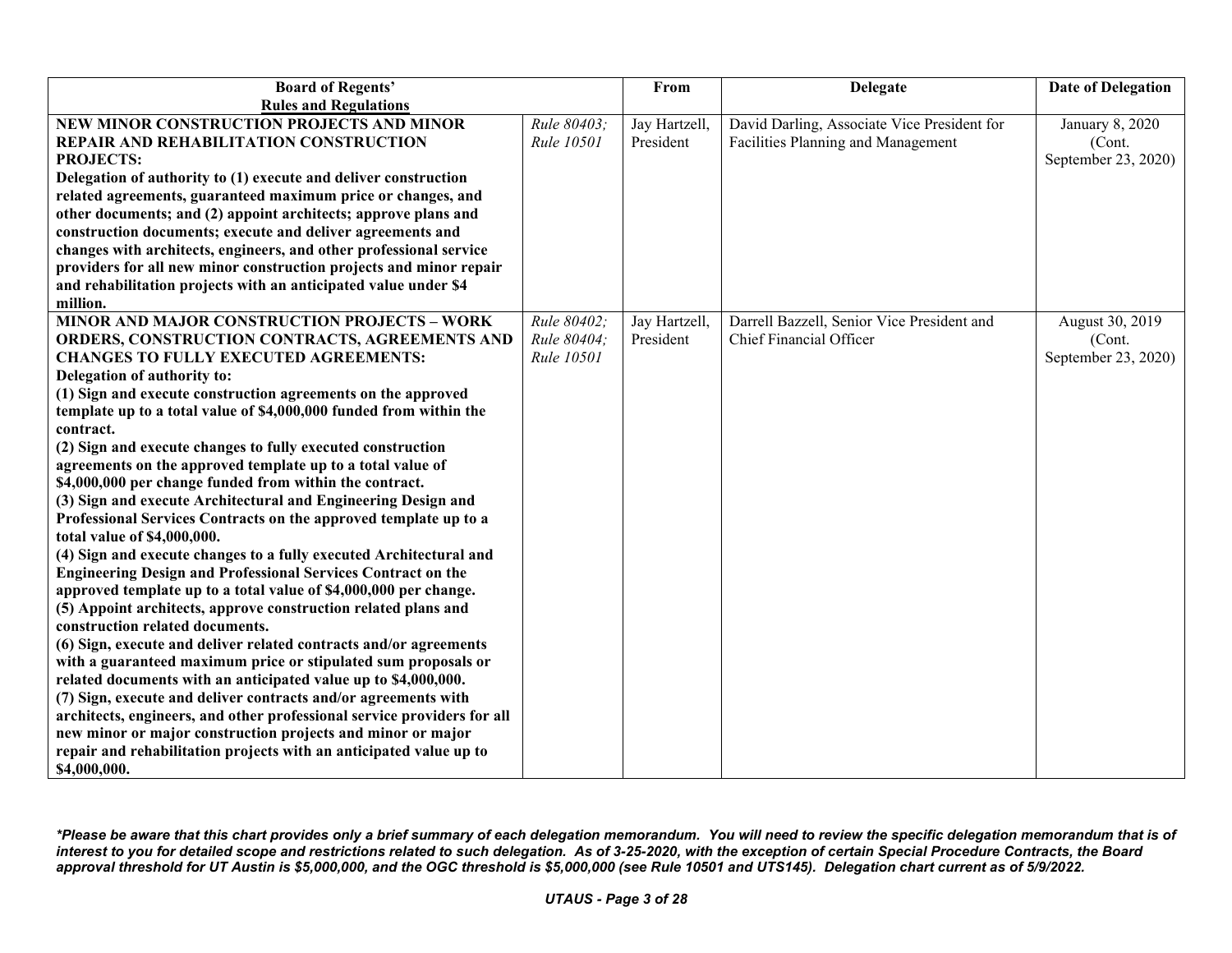| Board of Regents' Rules and Regulations | | From | Delegate | Date of Delegation |
|---|---|---|---|---|
| **NEW MINOR CONSTRUCTION PROJECTS AND MINOR REPAIR AND REHABILITATION CONSTRUCTION PROJECTS:**<br>**Delegation of authority to (1) execute and deliver construction related agreements, guaranteed maximum price or changes, and other documents; and (2) appoint architects; approve plans and construction documents; execute and deliver agreements and changes with architects, engineers, and other professional service providers for all new minor construction projects and minor repair and rehabilitation projects with an anticipated value under $4 million.** | *Rule 80403; Rule 10501* | Jay Hartzell, President | David Darling, Associate Vice President for Facilities Planning and Management | January 8, 2020 (Cont. September 23, 2020) |
| **MINOR AND MAJOR CONSTRUCTION PROJECTS – WORK ORDERS, CONSTRUCTION CONTRACTS, AGREEMENTS AND CHANGES TO FULLY EXECUTED AGREEMENTS:**<br>**Delegation of authority to:**<br>**(1) Sign and execute construction agreements on the approved template up to a total value of $4,000,000 funded from within the contract.**<br>**(2) Sign and execute changes to fully executed construction agreements on the approved template up to a total value of $4,000,000 per change funded from within the contract.**<br>**(3) Sign and execute Architectural and Engineering Design and Professional Services Contracts on the approved template up to a total value of $4,000,000.**<br>**(4) Sign and execute changes to a fully executed Architectural and Engineering Design and Professional Services Contract on the approved template up to a total value of $4,000,000 per change.**<br>**(5) Appoint architects, approve construction related plans and construction related documents.**<br>**(6) Sign, execute and deliver related contracts and/or agreements with a guaranteed maximum price or stipulated sum proposals or related documents with an anticipated value up to $4,000,000.**<br>**(7) Sign, execute and deliver contracts and/or agreements with architects, engineers, and other professional service providers for all new minor or major construction projects and minor or major repair and rehabilitation projects with an anticipated value up to $4,000,000.** | *Rule 80402; Rule 80404; Rule 10501* | Jay Hartzell, President | Darrell Bazzell, Senior Vice President and Chief Financial Officer | August 30, 2019 (Cont. September 23, 2020) |

***Please be aware that this chart provides only a brief summary of each delegation memorandum. You will need to review the specific delegation memorandum that is of interest to you for detailed scope and restrictions related to such delegation. As of 3-25-2020, with the exception of certain Special Procedure Contracts, the Board approval threshold for UT Austin is $5,000,000, and the OGC threshold is $5,000,000 (see Rule 10501 and UTS145). Delegation chart current as of 5/9/2022.***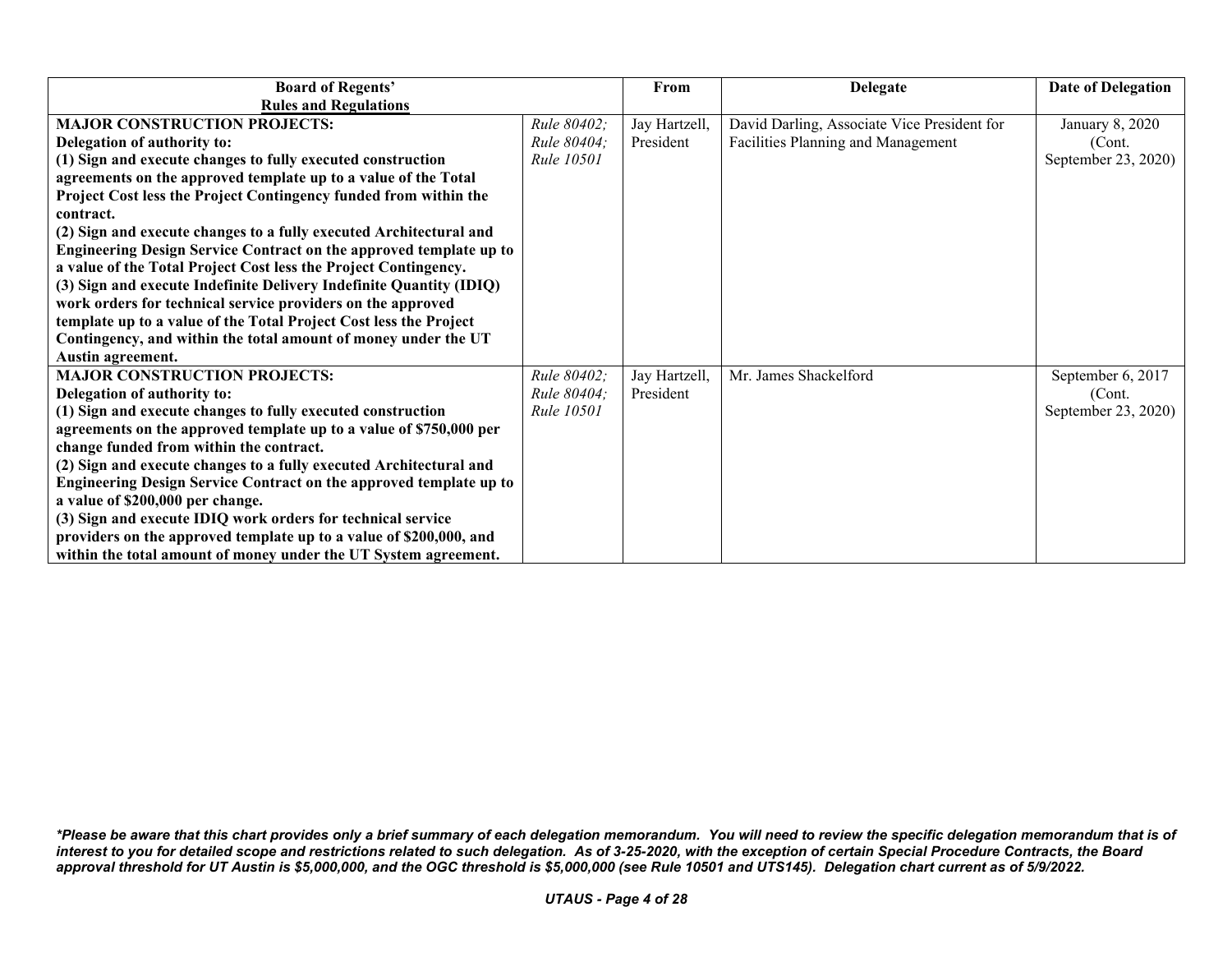| Board of Regents' Rules and Regulations | | From | Delegate | Date of Delegation |
|---|---|---|---|---|
| **MAJOR CONSTRUCTION PROJECTS:**<br>**Delegation of authority to:**<br>**(1) Sign and execute changes to fully executed construction agreements on the approved template up to a value of the Total Project Cost less the Project Contingency funded from within the contract.**<br>**(2) Sign and execute changes to a fully executed Architectural and Engineering Design Service Contract on the approved template up to a value of the Total Project Cost less the Project Contingency.**<br>**(3) Sign and execute Indefinite Delivery Indefinite Quantity (IDIQ) work orders for technical service providers on the approved template up to a value of the Total Project Cost less the Project Contingency, and within the total amount of money under the UT Austin agreement.** | *Rule 80402; Rule 80404; Rule 10501* | Jay Hartzell, President | David Darling, Associate Vice President for Facilities Planning and Management | January 8, 2020 (Cont. September 23, 2020) |
| **MAJOR CONSTRUCTION PROJECTS:**<br>**Delegation of authority to:**<br>**(1) Sign and execute changes to fully executed construction agreements on the approved template up to a value of $750,000 per change funded from within the contract.**<br>**(2) Sign and execute changes to a fully executed Architectural and Engineering Design Service Contract on the approved template up to a value of $200,000 per change.**<br>**(3) Sign and execute IDIQ work orders for technical service providers on the approved template up to a value of $200,000, and within the total amount of money under the UT System agreement.** | *Rule 80402; Rule 80404; Rule 10501* | Jay Hartzell, President | Mr. James Shackelford | September 6, 2017 (Cont. September 23, 2020) |

***Please be aware that this chart provides only a brief summary of each delegation memorandum. You will need to review the specific delegation memorandum that is of interest to you for detailed scope and restrictions related to such delegation. As of 3-25-2020, with the exception of certain Special Procedure Contracts, the Board approval threshold for UT Austin is $5,000,000, and the OGC threshold is $5,000,000 (see Rule 10501 and UTS145). Delegation chart current as of 5/9/2022.***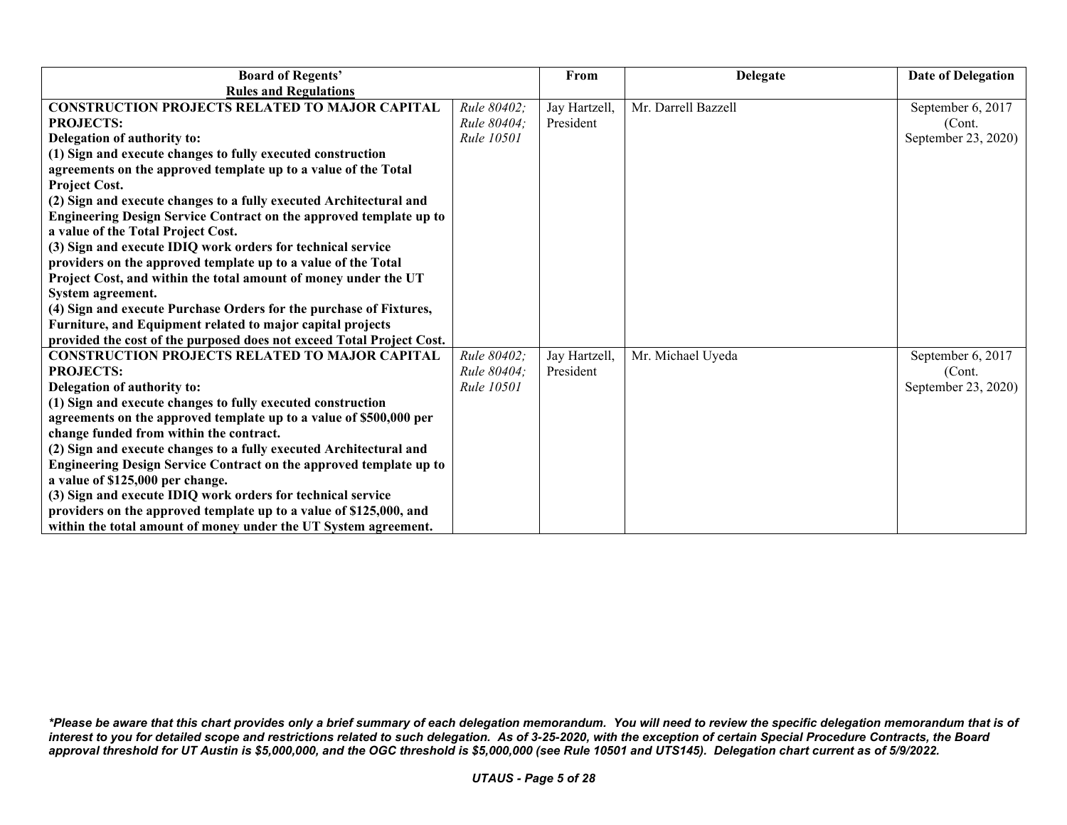| Board of Regents' Rules and Regulations | | From | Delegate | Date of Delegation |
|---|---|---|---|---|
| **CONSTRUCTION PROJECTS RELATED TO MAJOR CAPITAL PROJECTS:** **Delegation of authority to:** **(1) Sign and execute changes to fully executed construction agreements on the approved template up to a value of the Total Project Cost.** **(2) Sign and execute changes to a fully executed Architectural and Engineering Design Service Contract on the approved template up to a value of the Total Project Cost.** **(3) Sign and execute IDIQ work orders for technical service providers on the approved template up to a value of the Total Project Cost, and within the total amount of money under the UT System agreement.** **(4) Sign and execute Purchase Orders for the purchase of Fixtures, Furniture, and Equipment related to major capital projects provided the cost of the purposed does not exceed Total Project Cost.** | *Rule 80402; Rule 80404; Rule 10501* | Jay Hartzell, President | Mr. Darrell Bazzell | September 6, 2017 (Cont. September 23, 2020) |
| **CONSTRUCTION PROJECTS RELATED TO MAJOR CAPITAL PROJECTS:** **Delegation of authority to:** **(1) Sign and execute changes to fully executed construction agreements on the approved template up to a value of $500,000 per change funded from within the contract.** **(2) Sign and execute changes to a fully executed Architectural and Engineering Design Service Contract on the approved template up to a value of $125,000 per change.** **(3) Sign and execute IDIQ work orders for technical service providers on the approved template up to a value of $125,000, and within the total amount of money under the UT System agreement.** | *Rule 80402; Rule 80404; Rule 10501* | Jay Hartzell, President | Mr. Michael Uyeda | September 6, 2017 (Cont. September 23, 2020) |

***Please be aware that this chart provides only a brief summary of each delegation memorandum. You will need to review the specific delegation memorandum that is of interest to you for detailed scope and restrictions related to such delegation. As of 3-25-2020, with the exception of certain Special Procedure Contracts, the Board approval threshold for UT Austin is $5,000,000, and the OGC threshold is $5,000,000 (see Rule 10501 and UTS145). Delegation chart current as of 5/9/2022.***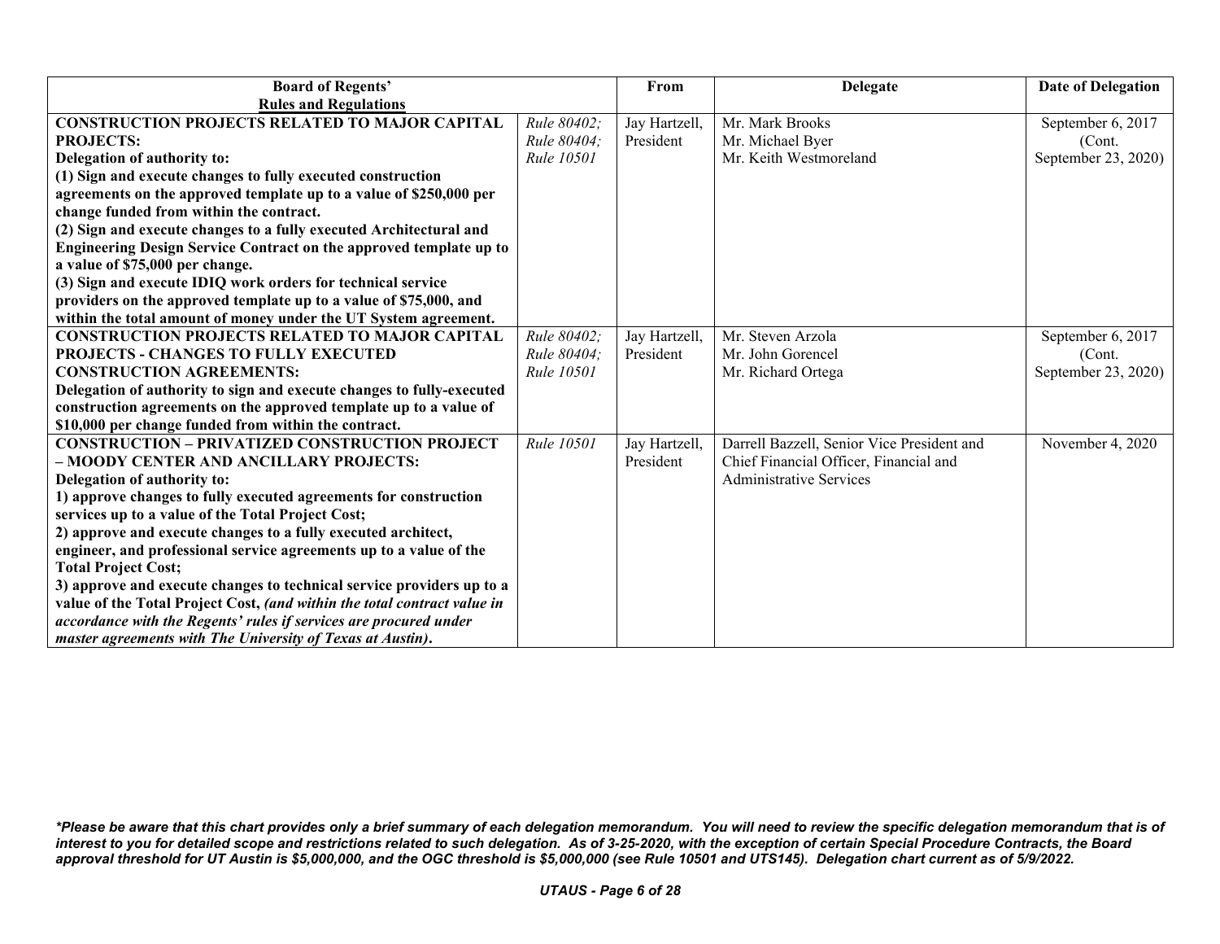| Board of Regents' Rules and Regulations | | From | Delegate | Date of Delegation |
|---|---|---|---|---|
| **CONSTRUCTION PROJECTS RELATED TO MAJOR CAPITAL PROJECTS:**<br>**Delegation of authority to:**<br>**(1) Sign and execute changes to fully executed construction agreements on the approved template up to a value of $250,000 per change funded from within the contract.**<br>**(2) Sign and execute changes to a fully executed Architectural and Engineering Design Service Contract on the approved template up to a value of $75,000 per change.**<br>**(3) Sign and execute IDIQ work orders for technical service providers on the approved template up to a value of $75,000, and within the total amount of money under the UT System agreement.** | *Rule 80402; Rule 80404; Rule 10501* | Jay Hartzell, President | Mr. Mark Brooks<br>Mr. Michael Byer<br>Mr. Keith Westmoreland | September 6, 2017 (Cont. September 23, 2020) |
| **CONSTRUCTION PROJECTS RELATED TO MAJOR CAPITAL PROJECTS - CHANGES TO FULLY EXECUTED CONSTRUCTION AGREEMENTS:**<br>**Delegation of authority to sign and execute changes to fully-executed construction agreements on the approved template up to a value of $10,000 per change funded from within the contract.** | *Rule 80402; Rule 80404; Rule 10501* | Jay Hartzell, President | Mr. Steven Arzola<br>Mr. John Gorencel<br>Mr. Richard Ortega | September 6, 2017 (Cont. September 23, 2020) |
| **CONSTRUCTION – PRIVATIZED CONSTRUCTION PROJECT – MOODY CENTER AND ANCILLARY PROJECTS:**<br>**Delegation of authority to:**<br>**1) approve changes to fully executed agreements for construction services up to a value of the Total Project Cost;**<br>**2) approve and execute changes to a fully executed architect, engineer, and professional service agreements up to a value of the Total Project Cost;**<br>**3) approve and execute changes to technical service providers up to a value of the Total Project Cost, *(and within the total contract value in accordance with the Regents' rules if services are procured under master agreements with The University of Texas at Austin)*.** | *Rule 10501* | Jay Hartzell, President | Darrell Bazzell, Senior Vice President and Chief Financial Officer, Financial and Administrative Services | November 4, 2020 |

***\*Please be aware that this chart provides only a brief summary of each delegation memorandum. You will need to review the specific delegation memorandum that is of interest to you for detailed scope and restrictions related to such delegation. As of 3-25-2020, with the exception of certain Special Procedure Contracts, the Board approval threshold for UT Austin is $5,000,000, and the OGC threshold is $5,000,000 (see Rule 10501 and UTS145). Delegation chart current as of 5/9/2022.***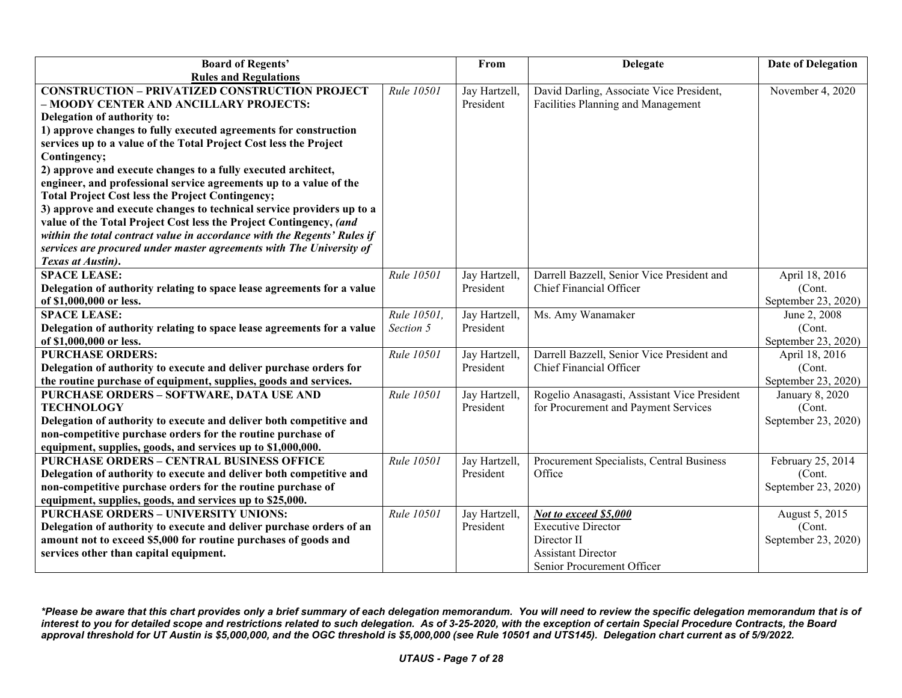| Board of Regents' Rules and Regulations | | From | Delegate | Date of Delegation |
|---|---|---|---|---|
| **CONSTRUCTION – PRIVATIZED CONSTRUCTION PROJECT – MOODY CENTER AND ANCILLARY PROJECTS:** **Delegation of authority to:** **1) approve changes to fully executed agreements for construction services up to a value of the Total Project Cost less the Project Contingency;** **2) approve and execute changes to a fully executed architect, engineer, and professional service agreements up to a value of the Total Project Cost less the Project Contingency;** **3) approve and execute changes to technical service providers up to a value of the Total Project Cost less the Project Contingency, *(and within the total contract value in accordance with the Regents' Rules if services are procured under master agreements with The University of Texas at Austin)*.** | *Rule 10501* | Jay Hartzell, President | David Darling, Associate Vice President, Facilities Planning and Management | November 4, 2020 |
| **SPACE LEASE:** **Delegation of authority relating to space lease agreements for a value of $1,000,000 or less.** | *Rule 10501* | Jay Hartzell, President | Darrell Bazzell, Senior Vice President and Chief Financial Officer | April 18, 2016 (Cont. September 23, 2020) |
| **SPACE LEASE:** **Delegation of authority relating to space lease agreements for a value of $1,000,000 or less.** | *Rule 10501, Section 5* | Jay Hartzell, President | Ms. Amy Wanamaker | June 2, 2008 (Cont. September 23, 2020) |
| **PURCHASE ORDERS:** **Delegation of authority to execute and deliver purchase orders for the routine purchase of equipment, supplies, goods and services.** | *Rule 10501* | Jay Hartzell, President | Darrell Bazzell, Senior Vice President and Chief Financial Officer | April 18, 2016 (Cont. September 23, 2020) |
| **PURCHASE ORDERS – SOFTWARE, DATA USE AND TECHNOLOGY** **Delegation of authority to execute and deliver both competitive and non-competitive purchase orders for the routine purchase of equipment, supplies, goods, and services up to $1,000,000.** | *Rule 10501* | Jay Hartzell, President | Rogelio Anasagasti, Assistant Vice President for Procurement and Payment Services | January 8, 2020 (Cont. September 23, 2020) |
| **PURCHASE ORDERS – CENTRAL BUSINESS OFFICE** **Delegation of authority to execute and deliver both competitive and non-competitive purchase orders for the routine purchase of equipment, supplies, goods, and services up to $25,000.** | *Rule 10501* | Jay Hartzell, President | Procurement Specialists, Central Business Office | February 25, 2014 (Cont. September 23, 2020) |
| **PURCHASE ORDERS – UNIVERSITY UNIONS:** **Delegation of authority to execute and deliver purchase orders of an amount not to exceed $5,000 for routine purchases of goods and services other than capital equipment.** | *Rule 10501* | Jay Hartzell, President | ***Not to exceed $5,000*** Executive Director Director II Assistant Director Senior Procurement Officer | August 5, 2015 (Cont. September 23, 2020) |

***Please be aware that this chart provides only a brief summary of each delegation memorandum. You will need to review the specific delegation memorandum that is of interest to you for detailed scope and restrictions related to such delegation. As of 3-25-2020, with the exception of certain Special Procedure Contracts, the Board approval threshold for UT Austin is $5,000,000, and the OGC threshold is $5,000,000 (see Rule 10501 and UTS145). Delegation chart current as of 5/9/2022.***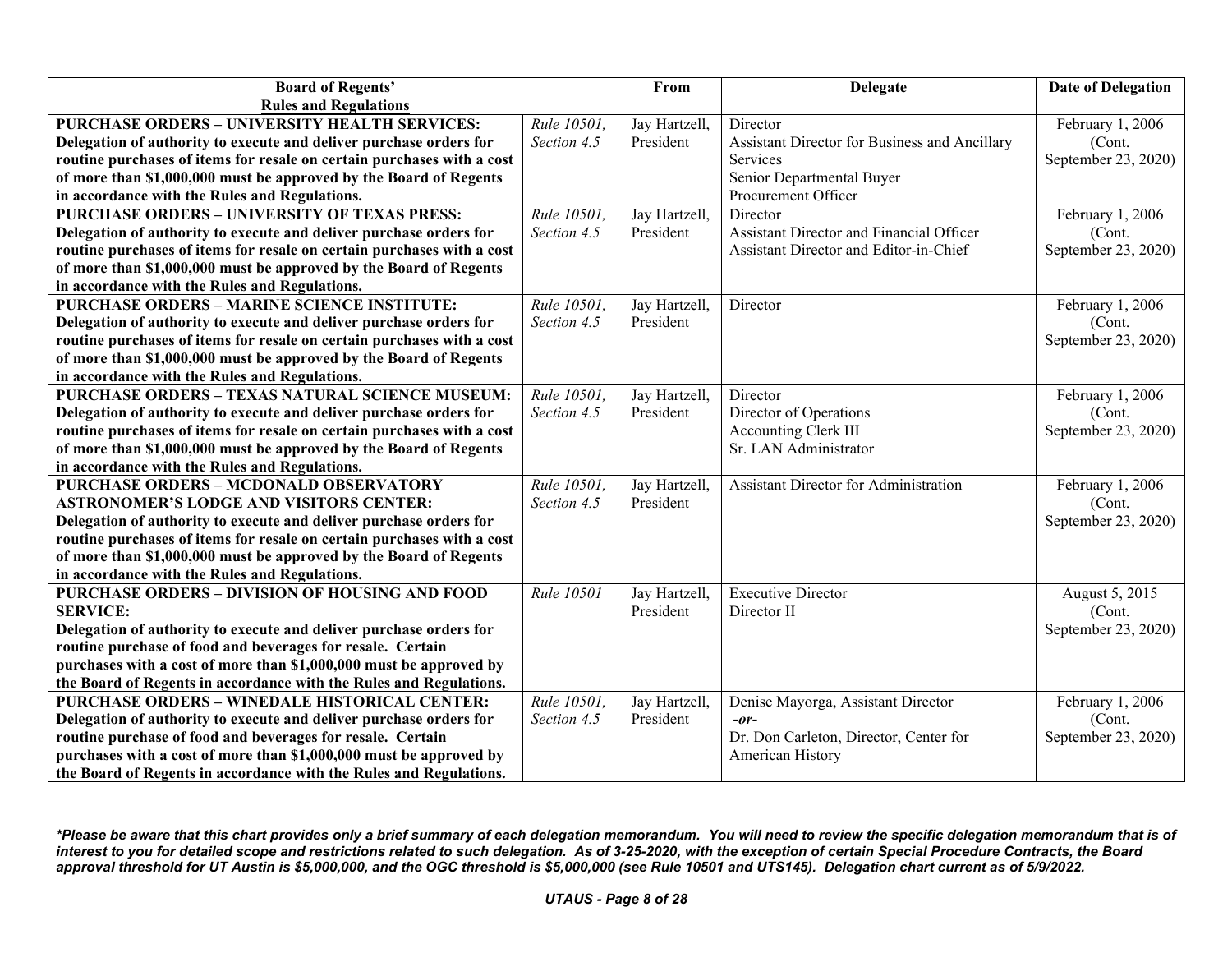| Board of Regents' Rules and Regulations | | From | Delegate | Date of Delegation |
|---|---|---|---|---|
| **PURCHASE ORDERS – UNIVERSITY HEALTH SERVICES: Delegation of authority to execute and deliver purchase orders for routine purchases of items for resale on certain purchases with a cost of more than $1,000,000 must be approved by the Board of Regents in accordance with the Rules and Regulations.** | *Rule 10501, Section 4.5* | Jay Hartzell, President | Director<br>Assistant Director for Business and Ancillary Services<br>Senior Departmental Buyer<br>Procurement Officer | February 1, 2006 (Cont. September 23, 2020) |
| **PURCHASE ORDERS – UNIVERSITY OF TEXAS PRESS: Delegation of authority to execute and deliver purchase orders for routine purchases of items for resale on certain purchases with a cost of more than $1,000,000 must be approved by the Board of Regents in accordance with the Rules and Regulations.** | *Rule 10501, Section 4.5* | Jay Hartzell, President | Director<br>Assistant Director and Financial Officer<br>Assistant Director and Editor-in-Chief | February 1, 2006 (Cont. September 23, 2020) |
| **PURCHASE ORDERS – MARINE SCIENCE INSTITUTE: Delegation of authority to execute and deliver purchase orders for routine purchases of items for resale on certain purchases with a cost of more than $1,000,000 must be approved by the Board of Regents in accordance with the Rules and Regulations.** | *Rule 10501, Section 4.5* | Jay Hartzell, President | Director | February 1, 2006 (Cont. September 23, 2020) |
| **PURCHASE ORDERS – TEXAS NATURAL SCIENCE MUSEUM: Delegation of authority to execute and deliver purchase orders for routine purchases of items for resale on certain purchases with a cost of more than $1,000,000 must be approved by the Board of Regents in accordance with the Rules and Regulations.** | *Rule 10501, Section 4.5* | Jay Hartzell, President | Director<br>Director of Operations<br>Accounting Clerk III<br>Sr. LAN Administrator | February 1, 2006 (Cont. September 23, 2020) |
| **PURCHASE ORDERS – MCDONALD OBSERVATORY ASTRONOMER'S LODGE AND VISITORS CENTER: Delegation of authority to execute and deliver purchase orders for routine purchases of items for resale on certain purchases with a cost of more than $1,000,000 must be approved by the Board of Regents in accordance with the Rules and Regulations.** | *Rule 10501, Section 4.5* | Jay Hartzell, President | Assistant Director for Administration | February 1, 2006 (Cont. September 23, 2020) |
| **PURCHASE ORDERS – DIVISION OF HOUSING AND FOOD SERVICE: Delegation of authority to execute and deliver purchase orders for routine purchase of food and beverages for resale. Certain purchases with a cost of more than $1,000,000 must be approved by the Board of Regents in accordance with the Rules and Regulations.** | *Rule 10501* | Jay Hartzell, President | Executive Director<br>Director II | August 5, 2015 (Cont. September 23, 2020) |
| **PURCHASE ORDERS – WINEDALE HISTORICAL CENTER: Delegation of authority to execute and deliver purchase orders for routine purchase of food and beverages for resale. Certain purchases with a cost of more than $1,000,000 must be approved by the Board of Regents in accordance with the Rules and Regulations.** | *Rule 10501, Section 4.5* | Jay Hartzell, President | Denise Mayorga, Assistant Director<br>***-or-***<br>Dr. Don Carleton, Director, Center for American History | February 1, 2006 (Cont. September 23, 2020) |

***Please be aware that this chart provides only a brief summary of each delegation memorandum. You will need to review the specific delegation memorandum that is of interest to you for detailed scope and restrictions related to such delegation. As of 3-25-2020, with the exception of certain Special Procedure Contracts, the Board approval threshold for UT Austin is $5,000,000, and the OGC threshold is $5,000,000 (see Rule 10501 and UTS145). Delegation chart current as of 5/9/2022.***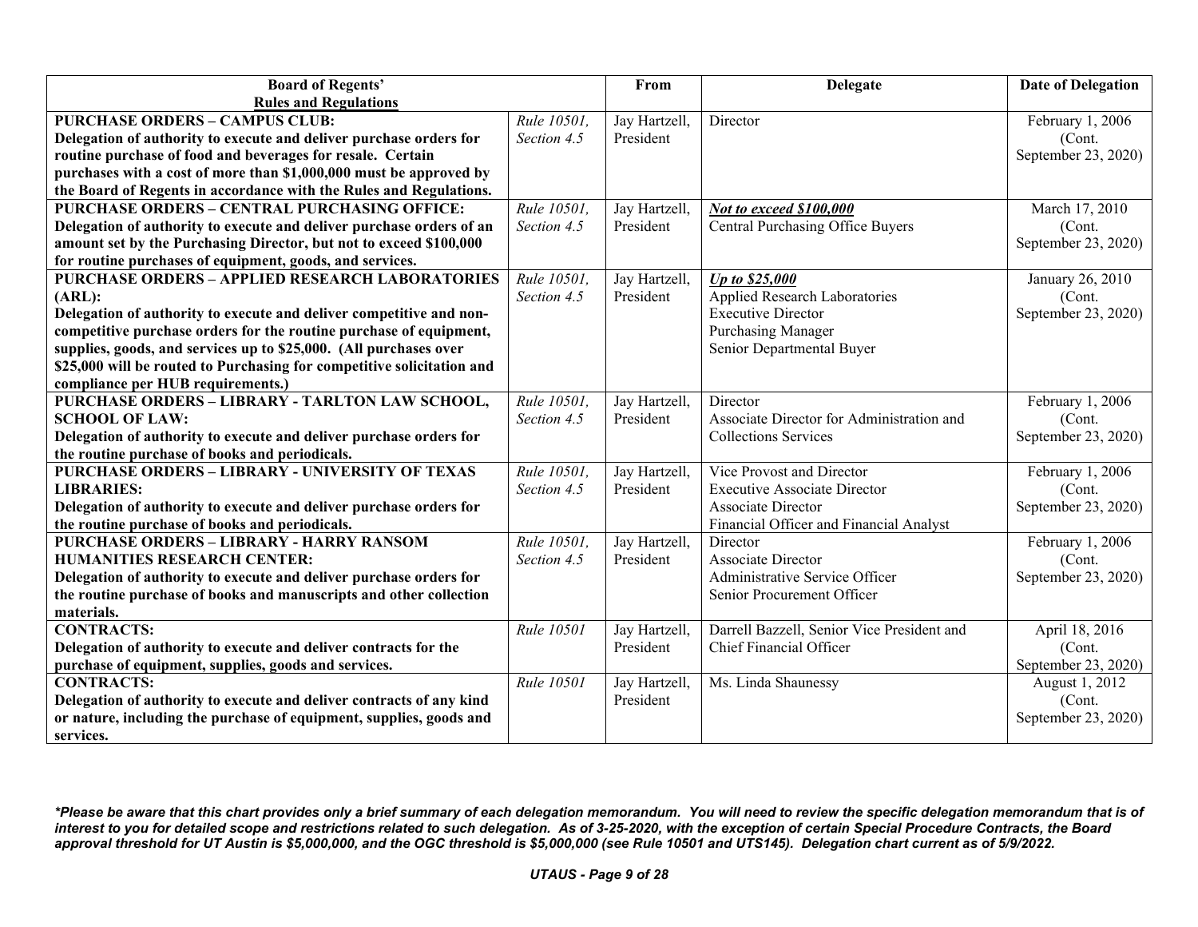| Board of Regents' Rules and Regulations | | From | Delegate | Date of Delegation |
|---|---|---|---|---|
| **PURCHASE ORDERS – CAMPUS CLUB: Delegation of authority to execute and deliver purchase orders for routine purchase of food and beverages for resale. Certain purchases with a cost of more than $1,000,000 must be approved by the Board of Regents in accordance with the Rules and Regulations.** | *Rule 10501, Section 4.5* | Jay Hartzell, President | Director | February 1, 2006 (Cont. September 23, 2020) |
| **PURCHASE ORDERS – CENTRAL PURCHASING OFFICE: Delegation of authority to execute and deliver purchase orders of an amount set by the Purchasing Director, but not to exceed $100,000 for routine purchases of equipment, goods, and services.** | *Rule 10501, Section 4.5* | Jay Hartzell, President | ***Not to exceed $100,000***<br>Central Purchasing Office Buyers | March 17, 2010 (Cont. September 23, 2020) |
| **PURCHASE ORDERS – APPLIED RESEARCH LABORATORIES (ARL): Delegation of authority to execute and deliver competitive and non-competitive purchase orders for the routine purchase of equipment, supplies, goods, and services up to $25,000. (All purchases over $25,000 will be routed to Purchasing for competitive solicitation and compliance per HUB requirements.)** | *Rule 10501, Section 4.5* | Jay Hartzell, President | ***Up to $25,000***<br>Applied Research Laboratories<br>Executive Director<br>Purchasing Manager<br>Senior Departmental Buyer | January 26, 2010 (Cont. September 23, 2020) |
| **PURCHASE ORDERS – LIBRARY - TARLTON LAW SCHOOL, SCHOOL OF LAW: Delegation of authority to execute and deliver purchase orders for the routine purchase of books and periodicals.** | *Rule 10501, Section 4.5* | Jay Hartzell, President | Director<br>Associate Director for Administration and Collections Services | February 1, 2006 (Cont. September 23, 2020) |
| **PURCHASE ORDERS – LIBRARY - UNIVERSITY OF TEXAS LIBRARIES: Delegation of authority to execute and deliver purchase orders for the routine purchase of books and periodicals.** | *Rule 10501, Section 4.5* | Jay Hartzell, President | Vice Provost and Director<br>Executive Associate Director<br>Associate Director<br>Financial Officer and Financial Analyst | February 1, 2006 (Cont. September 23, 2020) |
| **PURCHASE ORDERS – LIBRARY - HARRY RANSOM HUMANITIES RESEARCH CENTER: Delegation of authority to execute and deliver purchase orders for the routine purchase of books and manuscripts and other collection materials.** | *Rule 10501, Section 4.5* | Jay Hartzell, President | Director<br>Associate Director<br>Administrative Service Officer<br>Senior Procurement Officer | February 1, 2006 (Cont. September 23, 2020) |
| **CONTRACTS: Delegation of authority to execute and deliver contracts for the purchase of equipment, supplies, goods and services.** | *Rule 10501* | Jay Hartzell, President | Darrell Bazzell, Senior Vice President and Chief Financial Officer | April 18, 2016 (Cont. September 23, 2020) |
| **CONTRACTS: Delegation of authority to execute and deliver contracts of any kind or nature, including the purchase of equipment, supplies, goods and services.** | *Rule 10501* | Jay Hartzell, President | Ms. Linda Shaunessy | August 1, 2012 (Cont. September 23, 2020) |

***Please be aware that this chart provides only a brief summary of each delegation memorandum. You will need to review the specific delegation memorandum that is of interest to you for detailed scope and restrictions related to such delegation. As of 3-25-2020, with the exception of certain Special Procedure Contracts, the Board approval threshold for UT Austin is $5,000,000, and the OGC threshold is $5,000,000 (see Rule 10501 and UTS145). Delegation chart current as of 5/9/2022.***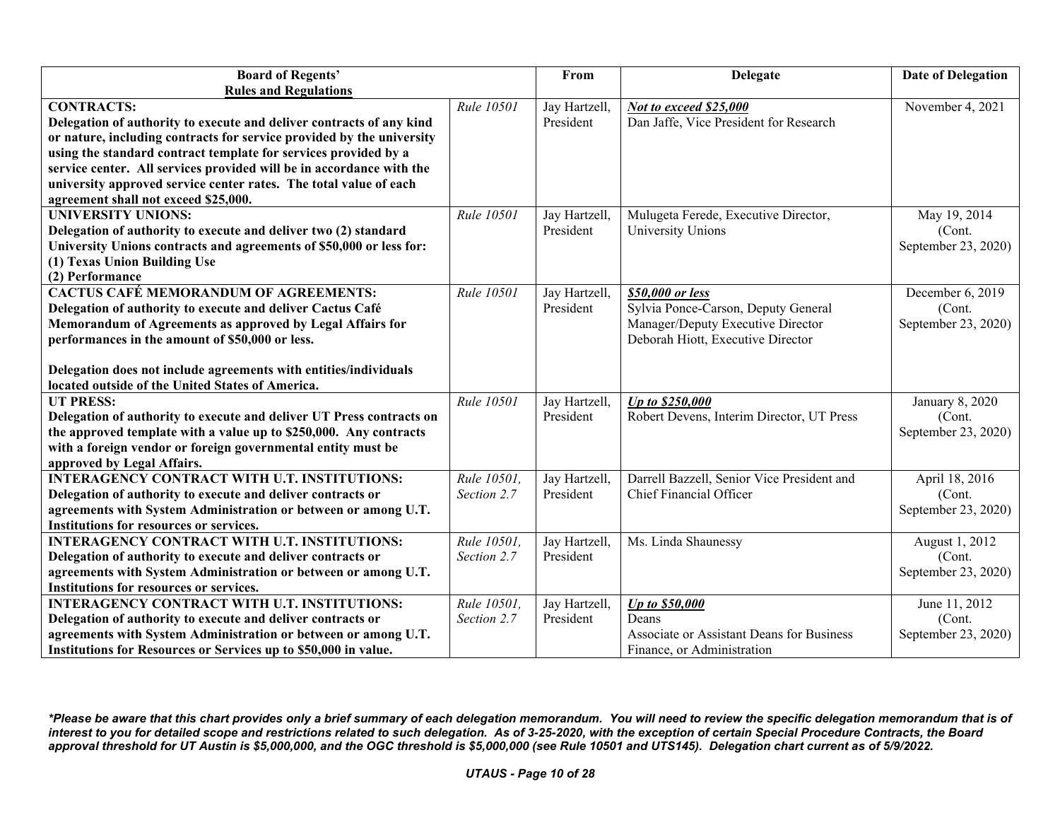| Board of Regents' Rules and Regulations | | From | Delegate | Date of Delegation |
|---|---|---|---|---|
| **CONTRACTS:** **Delegation of authority to execute and deliver contracts of any kind or nature, including contracts for service provided by the university using the standard contract template for services provided by a service center. All services provided will be in accordance with the university approved service center rates. The total value of each agreement shall not exceed $25,000.** | *Rule 10501* | Jay Hartzell, President | ***Not to exceed $25,000*** Dan Jaffe, Vice President for Research | November 4, 2021 |
| **UNIVERSITY UNIONS:** **Delegation of authority to execute and deliver two (2) standard University Unions contracts and agreements of $50,000 or less for: (1) Texas Union Building Use (2) Performance** | *Rule 10501* | Jay Hartzell, President | Mulugeta Ferede, Executive Director, University Unions | May 19, 2014 (Cont. September 23, 2020) |
| **CACTUS CAFÉ MEMORANDUM OF AGREEMENTS:** **Delegation of authority to execute and deliver Cactus Café Memorandum of Agreements as approved by Legal Affairs for performances in the amount of $50,000 or less.** **Delegation does not include agreements with entities/individuals located outside of the United States of America.** | *Rule 10501* | Jay Hartzell, President | ***$50,000 or less*** Sylvia Ponce-Carson, Deputy General Manager/Deputy Executive Director Deborah Hiott, Executive Director | December 6, 2019 (Cont. September 23, 2020) |
| **UT PRESS:** **Delegation of authority to execute and deliver UT Press contracts on the approved template with a value up to $250,000. Any contracts with a foreign vendor or foreign governmental entity must be approved by Legal Affairs.** | *Rule 10501* | Jay Hartzell, President | ***Up to $250,000*** Robert Devens, Interim Director, UT Press | January 8, 2020 (Cont. September 23, 2020) |
| **INTERAGENCY CONTRACT WITH U.T. INSTITUTIONS:** **Delegation of authority to execute and deliver contracts or agreements with System Administration or between or among U.T. Institutions for resources or services.** | *Rule 10501, Section 2.7* | Jay Hartzell, President | Darrell Bazzell, Senior Vice President and Chief Financial Officer | April 18, 2016 (Cont. September 23, 2020) |
| **INTERAGENCY CONTRACT WITH U.T. INSTITUTIONS:** **Delegation of authority to execute and deliver contracts or agreements with System Administration or between or among U.T. Institutions for resources or services.** | *Rule 10501, Section 2.7* | Jay Hartzell, President | Ms. Linda Shaunessy | August 1, 2012 (Cont. September 23, 2020) |
| **INTERAGENCY CONTRACT WITH U.T. INSTITUTIONS:** **Delegation of authority to execute and deliver contracts or agreements with System Administration or between or among U.T. Institutions for Resources or Services up to $50,000 in value.** | *Rule 10501, Section 2.7* | Jay Hartzell, President | ***Up to $50,000*** Deans Associate or Assistant Deans for Business Finance, or Administration | June 11, 2012 (Cont. September 23, 2020) |

***Please be aware that this chart provides only a brief summary of each delegation memorandum. You will need to review the specific delegation memorandum that is of interest to you for detailed scope and restrictions related to such delegation. As of 3-25-2020, with the exception of certain Special Procedure Contracts, the Board approval threshold for UT Austin is $5,000,000, and the OGC threshold is $5,000,000 (see Rule 10501 and UTS145). Delegation chart current as of 5/9/2022.***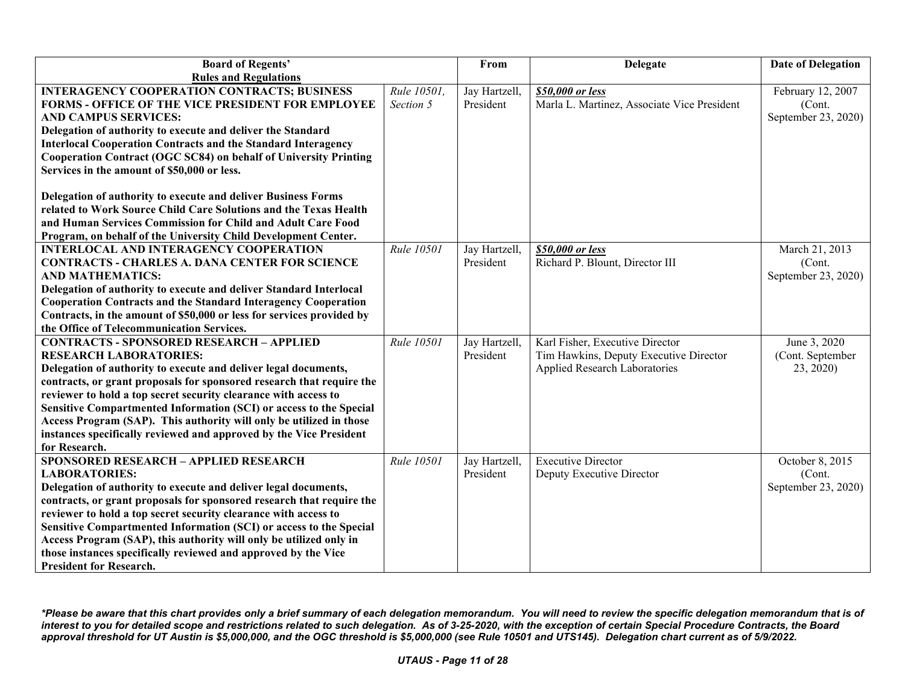| Board of Regents' Rules and Regulations | | From | Delegate | Date of Delegation |
|---|---|---|---|---|
| **INTERAGENCY COOPERATION CONTRACTS; BUSINESS FORMS - OFFICE OF THE VICE PRESIDENT FOR EMPLOYEE AND CAMPUS SERVICES:** **Delegation of authority to execute and deliver the Standard Interlocal Cooperation Contracts and the Standard Interagency Cooperation Contract (OGC SC84) on behalf of University Printing Services in the amount of $50,000 or less.** **Delegation of authority to execute and deliver Business Forms related to Work Source Child Care Solutions and the Texas Health and Human Services Commission for Child and Adult Care Food Program, on behalf of the University Child Development Center.** | *Rule 10501, Section 5* | Jay Hartzell, President | ***$50,000 or less*** Marla L. Martinez, Associate Vice President | February 12, 2007 (Cont. September 23, 2020) |
| **INTERLOCAL AND INTERAGENCY COOPERATION CONTRACTS - CHARLES A. DANA CENTER FOR SCIENCE AND MATHEMATICS:** **Delegation of authority to execute and deliver Standard Interlocal Cooperation Contracts and the Standard Interagency Cooperation Contracts, in the amount of $50,000 or less for services provided by the Office of Telecommunication Services.** | *Rule 10501* | Jay Hartzell, President | ***$50,000 or less*** Richard P. Blount, Director III | March 21, 2013 (Cont. September 23, 2020) |
| **CONTRACTS - SPONSORED RESEARCH – APPLIED RESEARCH LABORATORIES:** **Delegation of authority to execute and deliver legal documents, contracts, or grant proposals for sponsored research that require the reviewer to hold a top secret security clearance with access to Sensitive Compartmented Information (SCI) or access to the Special Access Program (SAP). This authority will only be utilized in those instances specifically reviewed and approved by the Vice President for Research.** | *Rule 10501* | Jay Hartzell, President | Karl Fisher, Executive Director Tim Hawkins, Deputy Executive Director Applied Research Laboratories | June 3, 2020 (Cont. September 23, 2020) |
| **SPONSORED RESEARCH – APPLIED RESEARCH LABORATORIES:** **Delegation of authority to execute and deliver legal documents, contracts, or grant proposals for sponsored research that require the reviewer to hold a top secret security clearance with access to Sensitive Compartmented Information (SCI) or access to the Special Access Program (SAP), this authority will only be utilized in those instances specifically reviewed and approved by the Vice President for Research.** | *Rule 10501* | Jay Hartzell, President | Executive Director Deputy Executive Director | October 8, 2015 (Cont. September 23, 2020) |

***Please be aware that this chart provides only a brief summary of each delegation memorandum. You will need to review the specific delegation memorandum that is of interest to you for detailed scope and restrictions related to such delegation. As of 3-25-2020, with the exception of certain Special Procedure Contracts, the Board approval threshold for UT Austin is $5,000,000, and the OGC threshold is $5,000,000 (see Rule 10501 and UTS145). Delegation chart current as of 5/9/2022.***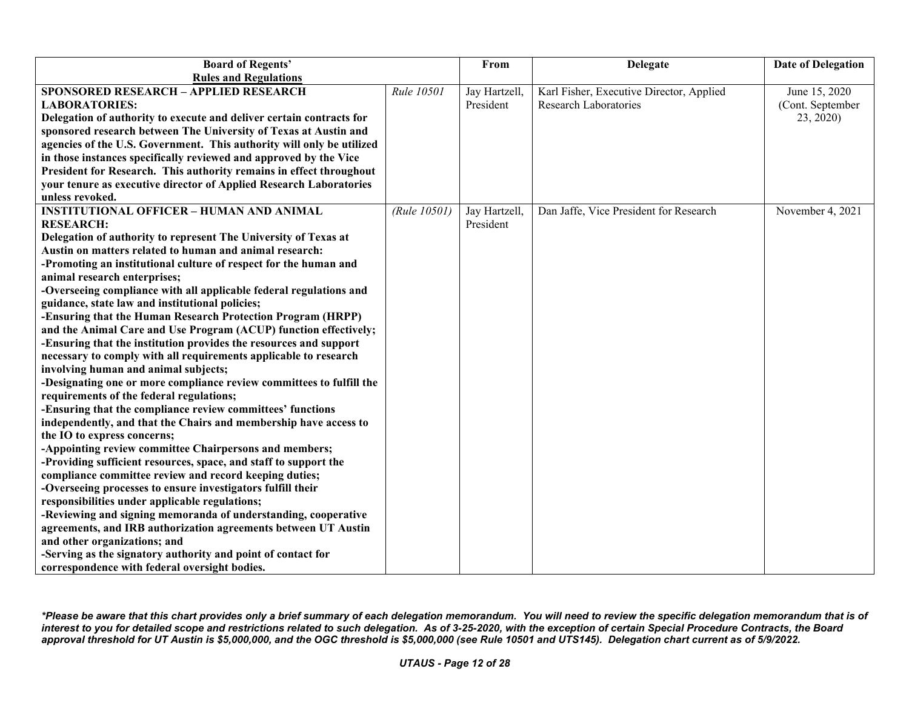| Board of Regents' Rules and Regulations | | From | Delegate | Date of Delegation |
|---|---|---|---|---|
| **SPONSORED RESEARCH – APPLIED RESEARCH LABORATORIES:** **Delegation of authority to execute and deliver certain contracts for sponsored research between The University of Texas at Austin and agencies of the U.S. Government. This authority will only be utilized in those instances specifically reviewed and approved by the Vice President for Research. This authority remains in effect throughout your tenure as executive director of Applied Research Laboratories unless revoked.** | *Rule 10501* | Jay Hartzell, President | Karl Fisher, Executive Director, Applied Research Laboratories | June 15, 2020 (Cont. September 23, 2020) |
| **INSTITUTIONAL OFFICER – HUMAN AND ANIMAL RESEARCH:** **Delegation of authority to represent The University of Texas at Austin on matters related to human and animal research:** **-Promoting an institutional culture of respect for the human and animal research enterprises;** **-Overseeing compliance with all applicable federal regulations and guidance, state law and institutional policies;** **-Ensuring that the Human Research Protection Program (HRPP) and the Animal Care and Use Program (ACUP) function effectively;** **-Ensuring that the institution provides the resources and support necessary to comply with all requirements applicable to research involving human and animal subjects;** **-Designating one or more compliance review committees to fulfill the requirements of the federal regulations;** **-Ensuring that the compliance review committees' functions independently, and that the Chairs and membership have access to the IO to express concerns;** **-Appointing review committee Chairpersons and members;** **-Providing sufficient resources, space, and staff to support the compliance committee review and record keeping duties;** **-Overseeing processes to ensure investigators fulfill their responsibilities under applicable regulations;** **-Reviewing and signing memoranda of understanding, cooperative agreements, and IRB authorization agreements between UT Austin and other organizations; and** **-Serving as the signatory authority and point of contact for correspondence with federal oversight bodies.** | *(Rule 10501)* | Jay Hartzell, President | Dan Jaffe, Vice President for Research | November 4, 2021 |

***Please be aware that this chart provides only a brief summary of each delegation memorandum. You will need to review the specific delegation memorandum that is of interest to you for detailed scope and restrictions related to such delegation. As of 3-25-2020, with the exception of certain Special Procedure Contracts, the Board approval threshold for UT Austin is $5,000,000, and the OGC threshold is $5,000,000 (see Rule 10501 and UTS145). Delegation chart current as of 5/9/2022.***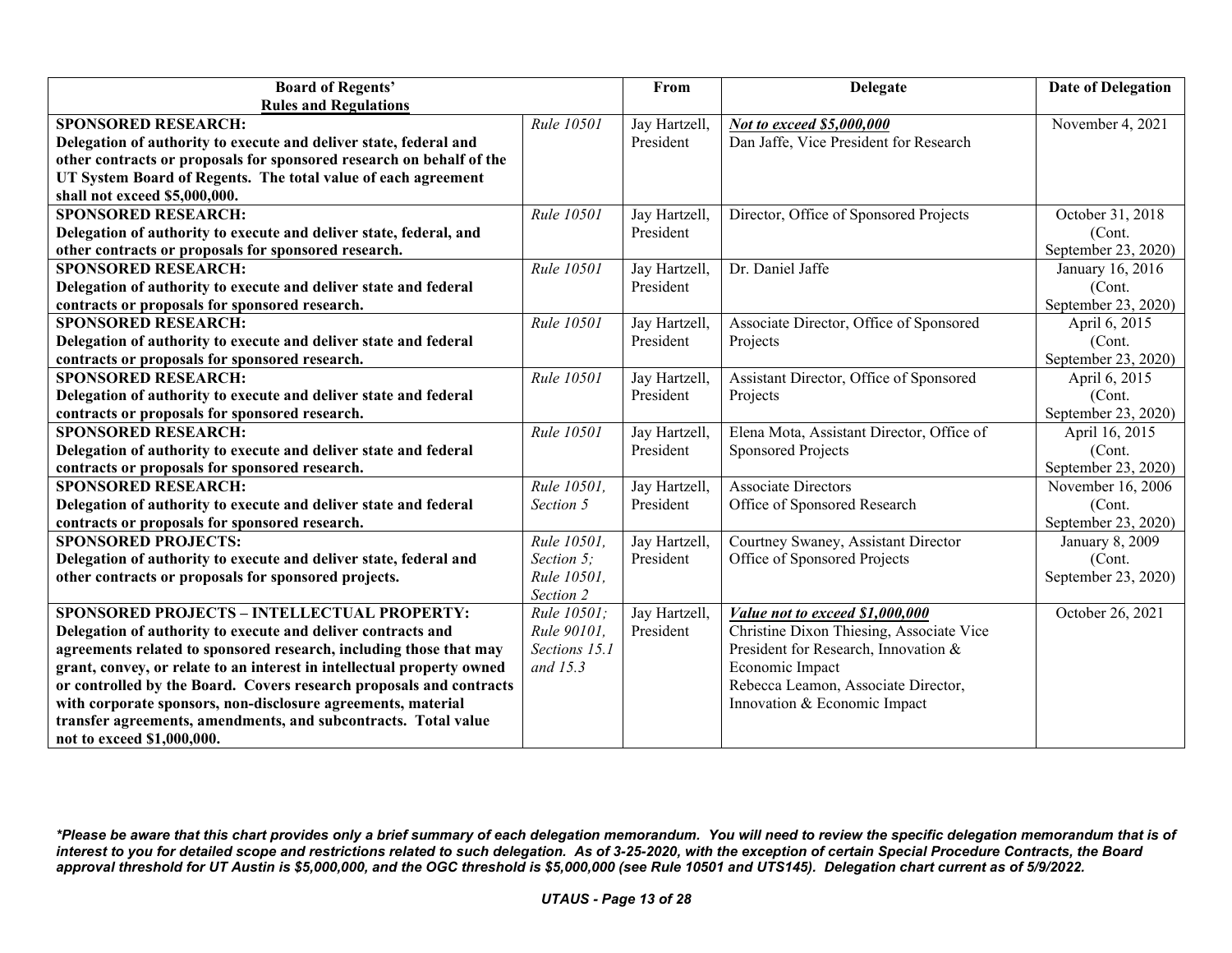| Board of Regents' Rules and Regulations | | From | Delegate | Date of Delegation |
|---|---|---|---|---|
| **SPONSORED RESEARCH: Delegation of authority to execute and deliver state, federal and other contracts or proposals for sponsored research on behalf of the UT System Board of Regents. The total value of each agreement shall not exceed $5,000,000.** | *Rule 10501* | Jay Hartzell, President | ***Not to exceed $5,000,000*** Dan Jaffe, Vice President for Research | November 4, 2021 |
| **SPONSORED RESEARCH: Delegation of authority to execute and deliver state, federal, and other contracts or proposals for sponsored research.** | *Rule 10501* | Jay Hartzell, President | Director, Office of Sponsored Projects | October 31, 2018 (Cont. September 23, 2020) |
| **SPONSORED RESEARCH: Delegation of authority to execute and deliver state and federal contracts or proposals for sponsored research.** | *Rule 10501* | Jay Hartzell, President | Dr. Daniel Jaffe | January 16, 2016 (Cont. September 23, 2020) |
| **SPONSORED RESEARCH: Delegation of authority to execute and deliver state and federal contracts or proposals for sponsored research.** | *Rule 10501* | Jay Hartzell, President | Associate Director, Office of Sponsored Projects | April 6, 2015 (Cont. September 23, 2020) |
| **SPONSORED RESEARCH: Delegation of authority to execute and deliver state and federal contracts or proposals for sponsored research.** | *Rule 10501* | Jay Hartzell, President | Assistant Director, Office of Sponsored Projects | April 6, 2015 (Cont. September 23, 2020) |
| **SPONSORED RESEARCH: Delegation of authority to execute and deliver state and federal contracts or proposals for sponsored research.** | *Rule 10501* | Jay Hartzell, President | Elena Mota, Assistant Director, Office of Sponsored Projects | April 16, 2015 (Cont. September 23, 2020) |
| **SPONSORED RESEARCH: Delegation of authority to execute and deliver state and federal contracts or proposals for sponsored research.** | *Rule 10501, Section 5* | Jay Hartzell, President | Associate Directors Office of Sponsored Research | November 16, 2006 (Cont. September 23, 2020) |
| **SPONSORED PROJECTS: Delegation of authority to execute and deliver state, federal and other contracts or proposals for sponsored projects.** | *Rule 10501, Section 5; Rule 10501, Section 2* | Jay Hartzell, President | Courtney Swaney, Assistant Director Office of Sponsored Projects | January 8, 2009 (Cont. September 23, 2020) |
| **SPONSORED PROJECTS – INTELLECTUAL PROPERTY: Delegation of authority to execute and deliver contracts and agreements related to sponsored research, including those that may grant, convey, or relate to an interest in intellectual property owned or controlled by the Board. Covers research proposals and contracts with corporate sponsors, non-disclosure agreements, material transfer agreements, amendments, and subcontracts. Total value not to exceed $1,000,000.** | *Rule 10501; Rule 90101, Sections 15.1 and 15.3* | Jay Hartzell, President | ***Value not to exceed $1,000,000*** Christine Dixon Thiesing, Associate Vice President for Research, Innovation & Economic Impact<br>Rebecca Leamon, Associate Director, Innovation & Economic Impact | October 26, 2021 |

***Please be aware that this chart provides only a brief summary of each delegation memorandum. You will need to review the specific delegation memorandum that is of interest to you for detailed scope and restrictions related to such delegation. As of 3-25-2020, with the exception of certain Special Procedure Contracts, the Board approval threshold for UT Austin is $5,000,000, and the OGC threshold is $5,000,000 (see Rule 10501 and UTS145). Delegation chart current as of 5/9/2022.***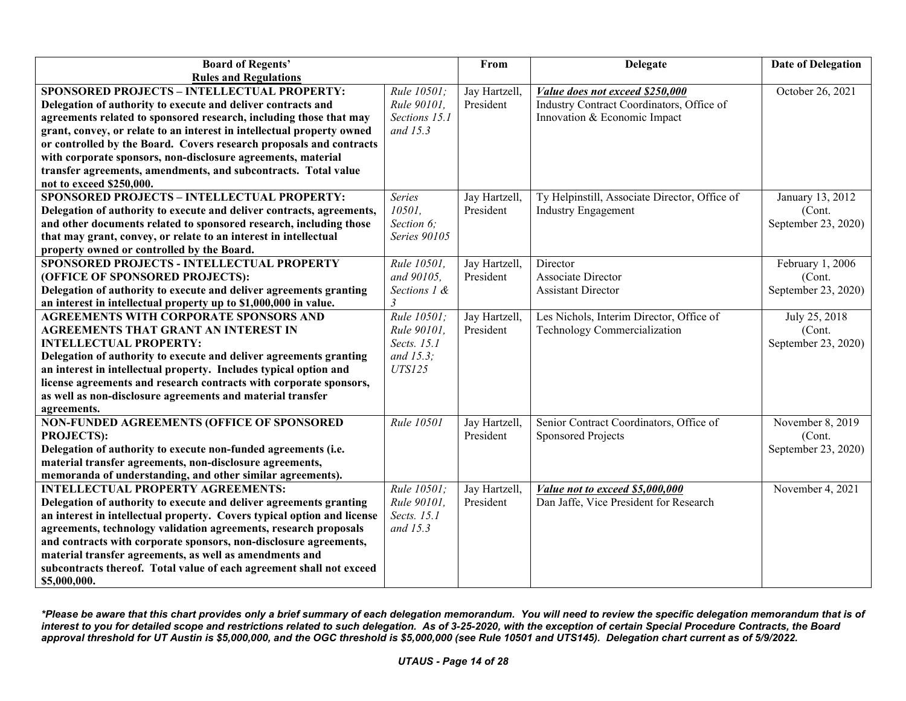| Board of Regents' Rules and Regulations | | From | Delegate | Date of Delegation |
|---|---|---|---|---|
| **SPONSORED PROJECTS – INTELLECTUAL PROPERTY: Delegation of authority to execute and deliver contracts and agreements related to sponsored research, including those that may grant, convey, or relate to an interest in intellectual property owned or controlled by the Board. Covers research proposals and contracts with corporate sponsors, non-disclosure agreements, material transfer agreements, amendments, and subcontracts. Total value not to exceed $250,000.** | *Rule 10501; Rule 90101, Sections 15.1 and 15.3* | Jay Hartzell, President | ***Value does not exceed $250,000*** Industry Contract Coordinators, Office of Innovation & Economic Impact | October 26, 2021 |
| **SPONSORED PROJECTS – INTELLECTUAL PROPERTY: Delegation of authority to execute and deliver contracts, agreements, and other documents related to sponsored research, including those that may grant, convey, or relate to an interest in intellectual property owned or controlled by the Board.** | *Series 10501, Section 6; Series 90105* | Jay Hartzell, President | Ty Helpinstill, Associate Director, Office of Industry Engagement | January 13, 2012 (Cont. September 23, 2020) |
| **SPONSORED PROJECTS - INTELLECTUAL PROPERTY (OFFICE OF SPONSORED PROJECTS): Delegation of authority to execute and deliver agreements granting an interest in intellectual property up to $1,000,000 in value.** | *Rule 10501, and 90105, Sections 1 & 3* | Jay Hartzell, President | Director<br>Associate Director<br>Assistant Director | February 1, 2006 (Cont. September 23, 2020) |
| **AGREEMENTS WITH CORPORATE SPONSORS AND AGREEMENTS THAT GRANT AN INTEREST IN INTELLECTUAL PROPERTY: Delegation of authority to execute and deliver agreements granting an interest in intellectual property. Includes typical option and license agreements and research contracts with corporate sponsors, as well as non-disclosure agreements and material transfer agreements.** | *Rule 10501; Rule 90101, Sects. 15.1 and 15.3; UTS125* | Jay Hartzell, President | Les Nichols, Interim Director, Office of Technology Commercialization | July 25, 2018 (Cont. September 23, 2020) |
| **NON-FUNDED AGREEMENTS (OFFICE OF SPONSORED PROJECTS): Delegation of authority to execute non-funded agreements (i.e. material transfer agreements, non-disclosure agreements, memoranda of understanding, and other similar agreements).** | *Rule 10501* | Jay Hartzell, President | Senior Contract Coordinators, Office of Sponsored Projects | November 8, 2019 (Cont. September 23, 2020) |
| **INTELLECTUAL PROPERTY AGREEMENTS: Delegation of authority to execute and deliver agreements granting an interest in intellectual property. Covers typical option and license agreements, technology validation agreements, research proposals and contracts with corporate sponsors, non-disclosure agreements, material transfer agreements, as well as amendments and subcontracts thereof. Total value of each agreement shall not exceed $5,000,000.** | *Rule 10501; Rule 90101, Sects. 15.1 and 15.3* | Jay Hartzell, President | ***Value not to exceed $5,000,000*** Dan Jaffe, Vice President for Research | November 4, 2021 |

***Please be aware that this chart provides only a brief summary of each delegation memorandum. You will need to review the specific delegation memorandum that is of interest to you for detailed scope and restrictions related to such delegation. As of 3-25-2020, with the exception of certain Special Procedure Contracts, the Board approval threshold for UT Austin is $5,000,000, and the OGC threshold is $5,000,000 (see Rule 10501 and UTS145). Delegation chart current as of 5/9/2022.***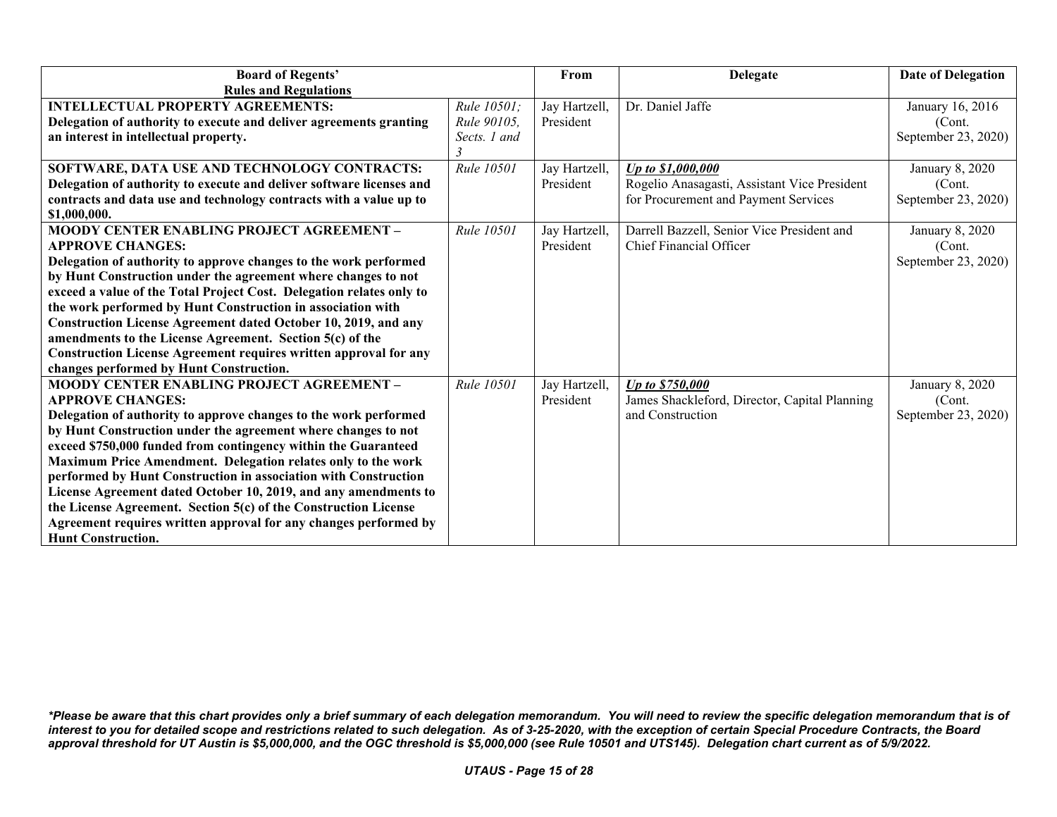| Board of Regents' Rules and Regulations | | From | Delegate | Date of Delegation |
|---|---|---|---|---|
| **INTELLECTUAL PROPERTY AGREEMENTS:** **Delegation of authority to execute and deliver agreements granting an interest in intellectual property.** | *Rule 10501; Rule 90105, Sects. 1 and 3* | Jay Hartzell, President | Dr. Daniel Jaffe | January 16, 2016 (Cont. September 23, 2020) |
| **SOFTWARE, DATA USE AND TECHNOLOGY CONTRACTS:** **Delegation of authority to execute and deliver software licenses and contracts and data use and technology contracts with a value up to $1,000,000.** | *Rule 10501* | Jay Hartzell, President | ***Up to $1,000,000*** Rogelio Anasagasti, Assistant Vice President for Procurement and Payment Services | January 8, 2020 (Cont. September 23, 2020) |
| **MOODY CENTER ENABLING PROJECT AGREEMENT – APPROVE CHANGES:** **Delegation of authority to approve changes to the work performed by Hunt Construction under the agreement where changes to not exceed a value of the Total Project Cost. Delegation relates only to the work performed by Hunt Construction in association with Construction License Agreement dated October 10, 2019, and any amendments to the License Agreement. Section 5(c) of the Construction License Agreement requires written approval for any changes performed by Hunt Construction.** | *Rule 10501* | Jay Hartzell, President | Darrell Bazzell, Senior Vice President and Chief Financial Officer | January 8, 2020 (Cont. September 23, 2020) |
| **MOODY CENTER ENABLING PROJECT AGREEMENT – APPROVE CHANGES:** **Delegation of authority to approve changes to the work performed by Hunt Construction under the agreement where changes to not exceed $750,000 funded from contingency within the Guaranteed Maximum Price Amendment. Delegation relates only to the work performed by Hunt Construction in association with Construction License Agreement dated October 10, 2019, and any amendments to the License Agreement. Section 5(c) of the Construction License Agreement requires written approval for any changes performed by Hunt Construction.** | *Rule 10501* | Jay Hartzell, President | ***Up to $750,000*** James Shackleford, Director, Capital Planning and Construction | January 8, 2020 (Cont. September 23, 2020) |

***Please be aware that this chart provides only a brief summary of each delegation memorandum. You will need to review the specific delegation memorandum that is of interest to you for detailed scope and restrictions related to such delegation. As of 3-25-2020, with the exception of certain Special Procedure Contracts, the Board approval threshold for UT Austin is $5,000,000, and the OGC threshold is $5,000,000 (see Rule 10501 and UTS145). Delegation chart current as of 5/9/2022.***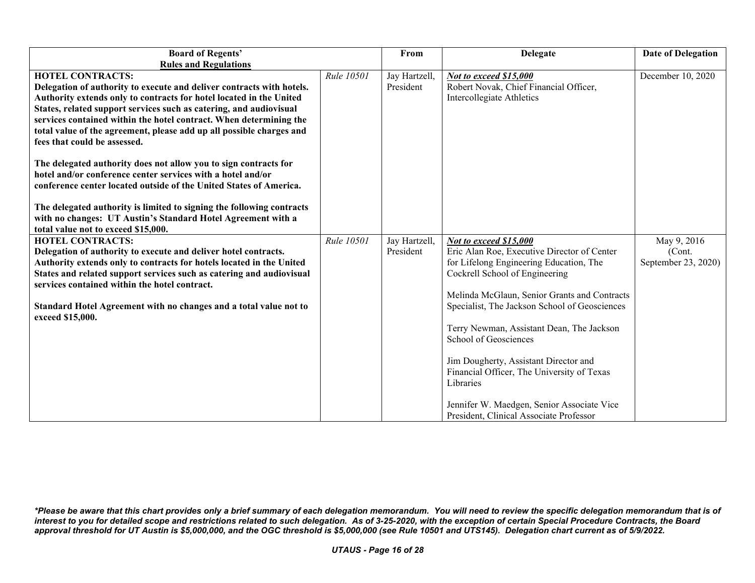| Board of Regents' Rules and Regulations | | From | Delegate | Date of Delegation |
|---|---|---|---|---|
| **HOTEL CONTRACTS:** **Delegation of authority to execute and deliver contracts with hotels. Authority extends only to contracts for hotel located in the United States, related support services such as catering, and audiovisual services contained within the hotel contract. When determining the total value of the agreement, please add up all possible charges and fees that could be assessed.** **The delegated authority does not allow you to sign contracts for hotel and/or conference center services with a hotel and/or conference center located outside of the United States of America.** **The delegated authority is limited to signing the following contracts with no changes: UT Austin's Standard Hotel Agreement with a total value not to exceed $15,000.** | *Rule 10501* | Jay Hartzell, President | ***Not to exceed $15,000*** Robert Novak, Chief Financial Officer, Intercollegiate Athletics | December 10, 2020 |
| **HOTEL CONTRACTS:** **Delegation of authority to execute and deliver hotel contracts. Authority extends only to contracts for hotels located in the United States and related support services such as catering and audiovisual services contained within the hotel contract.** **Standard Hotel Agreement with no changes and a total value not to exceed $15,000.** | *Rule 10501* | Jay Hartzell, President | ***Not to exceed $15,000*** Eric Alan Roe, Executive Director of Center for Lifelong Engineering Education, The Cockrell School of Engineering<br><br>Melinda McGlaun, Senior Grants and Contracts Specialist, The Jackson School of Geosciences<br><br>Terry Newman, Assistant Dean, The Jackson School of Geosciences<br><br>Jim Dougherty, Assistant Director and Financial Officer, The University of Texas Libraries<br><br>Jennifer W. Maedgen, Senior Associate Vice President, Clinical Associate Professor | May 9, 2016 (Cont. September 23, 2020) |

*\*Please be aware that this chart provides only a brief summary of each delegation memorandum. You will need to review the specific delegation memorandum that is of interest to you for detailed scope and restrictions related to such delegation. As of 3-25-2020, with the exception of certain Special Procedure Contracts, the Board approval threshold for UT Austin is $5,000,000, and the OGC threshold is $5,000,000 (see Rule 10501 and UTS145). Delegation chart current as of 5/9/2022.*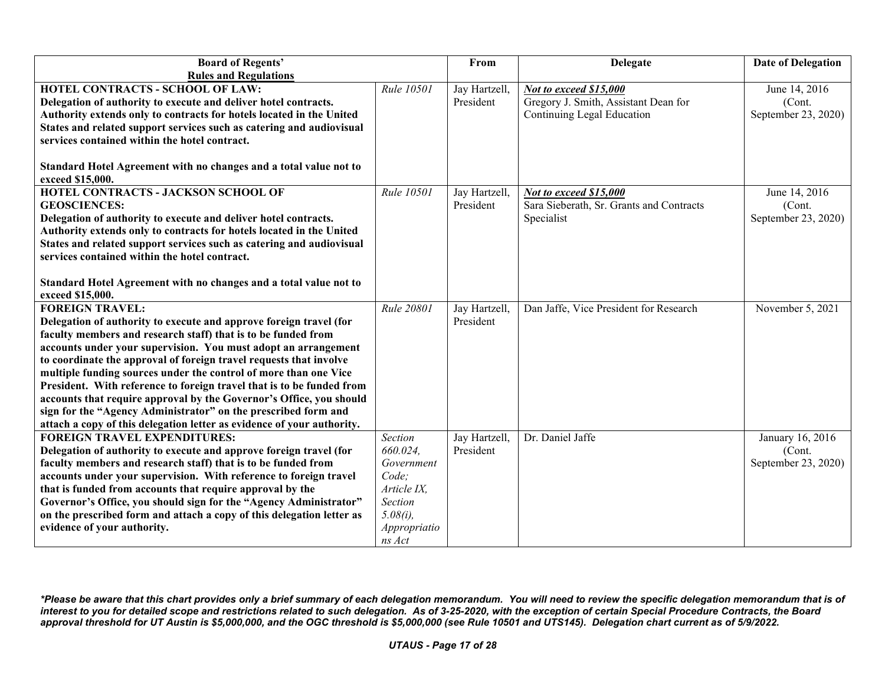| Board of Regents' Rules and Regulations | | From | Delegate | Date of Delegation |
|---|---|---|---|---|
| **HOTEL CONTRACTS - SCHOOL OF LAW: Delegation of authority to execute and deliver hotel contracts. Authority extends only to contracts for hotels located in the United States and related support services such as catering and audiovisual services contained within the hotel contract.**<br><br>**Standard Hotel Agreement with no changes and a total value not to exceed $15,000.** | *Rule 10501* | Jay Hartzell, President | ***Not to exceed $15,000***<br>Gregory J. Smith, Assistant Dean for Continuing Legal Education | June 14, 2016 (Cont. September 23, 2020) |
| **HOTEL CONTRACTS - JACKSON SCHOOL OF GEOSCIENCES: Delegation of authority to execute and deliver hotel contracts. Authority extends only to contracts for hotels located in the United States and related support services such as catering and audiovisual services contained within the hotel contract.**<br><br>**Standard Hotel Agreement with no changes and a total value not to exceed $15,000.** | *Rule 10501* | Jay Hartzell, President | ***Not to exceed $15,000***<br>Sara Sieberath, Sr. Grants and Contracts Specialist | June 14, 2016 (Cont. September 23, 2020) |
| **FOREIGN TRAVEL: Delegation of authority to execute and approve foreign travel (for faculty members and research staff) that is to be funded from accounts under your supervision. You must adopt an arrangement to coordinate the approval of foreign travel requests that involve multiple funding sources under the control of more than one Vice President. With reference to foreign travel that is to be funded from accounts that require approval by the Governor's Office, you should sign for the "Agency Administrator" on the prescribed form and attach a copy of this delegation letter as evidence of your authority.** | *Rule 20801* | Jay Hartzell, President | Dan Jaffe, Vice President for Research | November 5, 2021 |
| **FOREIGN TRAVEL EXPENDITURES: Delegation of authority to execute and approve foreign travel (for faculty members and research staff) that is to be funded from accounts under your supervision. With reference to foreign travel that is funded from accounts that require approval by the Governor's Office, you should sign for the "Agency Administrator" on the prescribed form and attach a copy of this delegation letter as evidence of your authority.** | *Section 660.024, Government Code; Article IX, Section 5.08(i), Appropriations Act* | Jay Hartzell, President | Dr. Daniel Jaffe | January 16, 2016 (Cont. September 23, 2020) |

***Please be aware that this chart provides only a brief summary of each delegation memorandum. You will need to review the specific delegation memorandum that is of interest to you for detailed scope and restrictions related to such delegation. As of 3-25-2020, with the exception of certain Special Procedure Contracts, the Board approval threshold for UT Austin is $5,000,000, and the OGC threshold is $5,000,000 (see Rule 10501 and UTS145). Delegation chart current as of 5/9/2022.**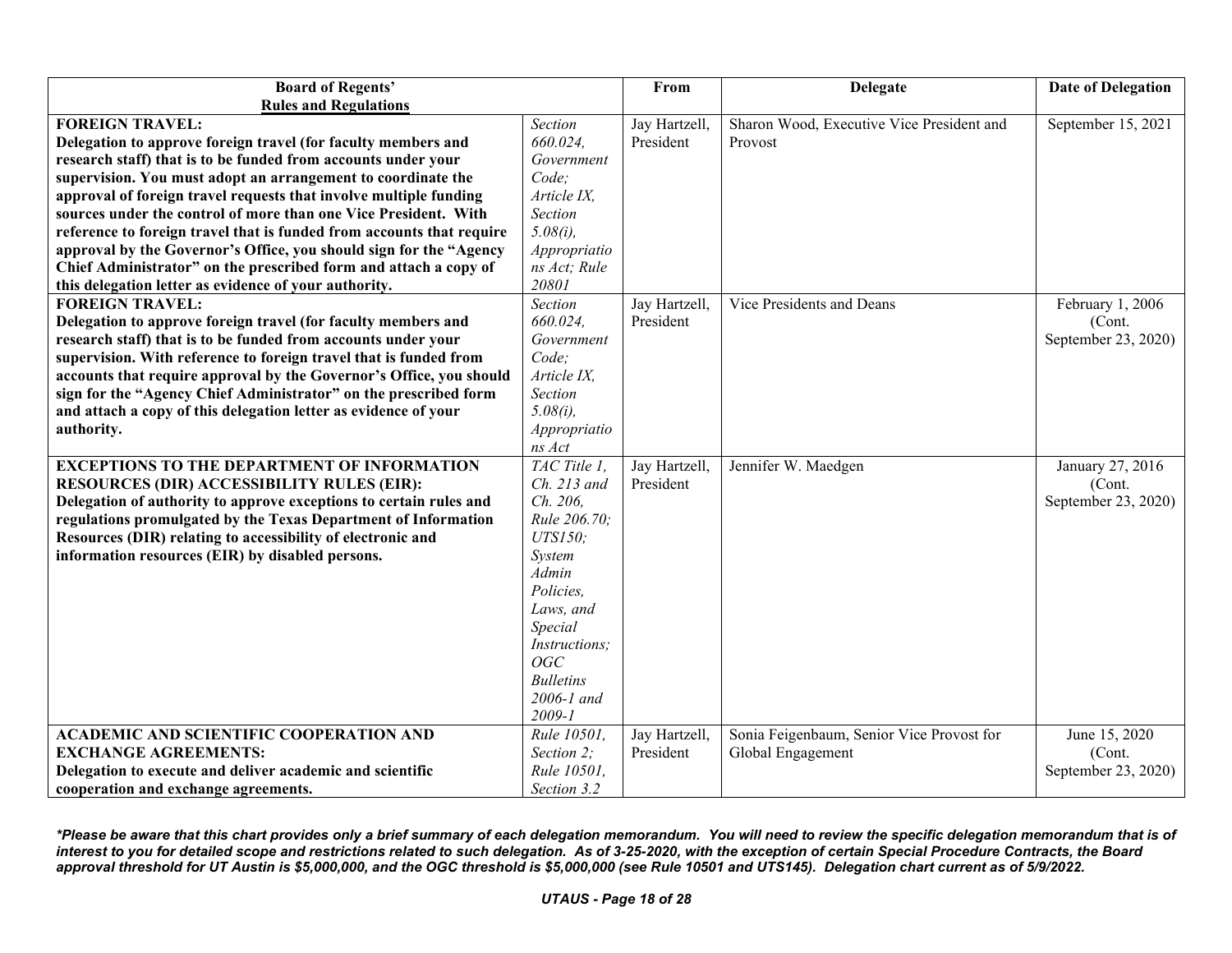| Board of Regents' Rules and Regulations | | From | Delegate | Date of Delegation |
|---|---|---|---|---|
| **FOREIGN TRAVEL:** **Delegation to approve foreign travel (for faculty members and research staff) that is to be funded from accounts under your supervision. You must adopt an arrangement to coordinate the approval of foreign travel requests that involve multiple funding sources under the control of more than one Vice President. With reference to foreign travel that is funded from accounts that require approval by the Governor's Office, you should sign for the "Agency Chief Administrator" on the prescribed form and attach a copy of this delegation letter as evidence of your authority.** | *Section 660.024, Government Code; Article IX, Section 5.08(i), Appropriations Act; Rule 20801* | Jay Hartzell, President | Sharon Wood, Executive Vice President and Provost | September 15, 2021 |
| **FOREIGN TRAVEL:** **Delegation to approve foreign travel (for faculty members and research staff) that is to be funded from accounts under your supervision. With reference to foreign travel that is funded from accounts that require approval by the Governor's Office, you should sign for the "Agency Chief Administrator" on the prescribed form and attach a copy of this delegation letter as evidence of your authority.** | *Section 660.024, Government Code; Article IX, Section 5.08(i), Appropriations Act* | Jay Hartzell, President | Vice Presidents and Deans | February 1, 2006 (Cont. September 23, 2020) |
| **EXCEPTIONS TO THE DEPARTMENT OF INFORMATION RESOURCES (DIR) ACCESSIBILITY RULES (EIR):** **Delegation of authority to approve exceptions to certain rules and regulations promulgated by the Texas Department of Information Resources (DIR) relating to accessibility of electronic and information resources (EIR) by disabled persons.** | *TAC Title 1, Ch. 213 and Ch. 206, Rule 206.70; UTS150; System Admin Policies, Laws, and Special Instructions; OGC Bulletins 2006-1 and 2009-1* | Jay Hartzell, President | Jennifer W. Maedgen | January 27, 2016 (Cont. September 23, 2020) |
| **ACADEMIC AND SCIENTIFIC COOPERATION AND EXCHANGE AGREEMENTS:** **Delegation to execute and deliver academic and scientific cooperation and exchange agreements.** | *Rule 10501, Section 2; Rule 10501, Section 3.2* | Jay Hartzell, President | Sonia Feigenbaum, Senior Vice Provost for Global Engagement | June 15, 2020 (Cont. September 23, 2020) |

***Please be aware that this chart provides only a brief summary of each delegation memorandum. You will need to review the specific delegation memorandum that is of interest to you for detailed scope and restrictions related to such delegation. As of 3-25-2020, with the exception of certain Special Procedure Contracts, the Board approval threshold for UT Austin is $5,000,000, and the OGC threshold is $5,000,000 (see Rule 10501 and UTS145). Delegation chart current as of 5/9/2022.***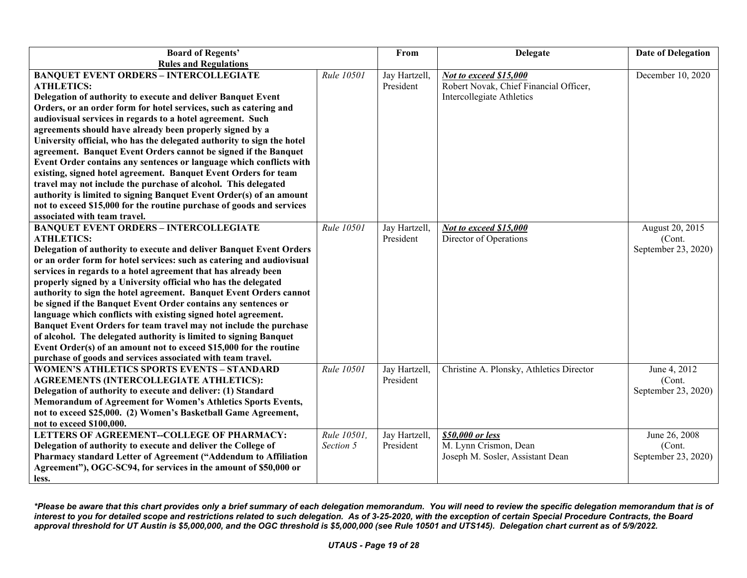| Board of Regents' Rules and Regulations | | From | Delegate | Date of Delegation |
|---|---|---|---|---|
| **BANQUET EVENT ORDERS – INTERCOLLEGIATE ATHLETICS: Delegation of authority to execute and deliver Banquet Event Orders, or an order form for hotel services, such as catering and audiovisual services in regards to a hotel agreement. Such agreements should have already been properly signed by a University official, who has the delegated authority to sign the hotel agreement. Banquet Event Orders cannot be signed if the Banquet Event Order contains any sentences or language which conflicts with existing, signed hotel agreement. Banquet Event Orders for team travel may not include the purchase of alcohol. This delegated authority is limited to signing Banquet Event Order(s) of an amount not to exceed $15,000 for the routine purchase of goods and services associated with team travel.** | *Rule 10501* | Jay Hartzell, President | ***Not to exceed $15,000*** Robert Novak, Chief Financial Officer, Intercollegiate Athletics | December 10, 2020 |
| **BANQUET EVENT ORDERS – INTERCOLLEGIATE ATHLETICS: Delegation of authority to execute and deliver Banquet Event Orders or an order form for hotel services: such as catering and audiovisual services in regards to a hotel agreement that has already been properly signed by a University official who has the delegated authority to sign the hotel agreement. Banquet Event Orders cannot be signed if the Banquet Event Order contains any sentences or language which conflicts with existing signed hotel agreement. Banquet Event Orders for team travel may not include the purchase of alcohol. The delegated authority is limited to signing Banquet Event Order(s) of an amount not to exceed $15,000 for the routine purchase of goods and services associated with team travel.** | *Rule 10501* | Jay Hartzell, President | ***Not to exceed $15,000*** Director of Operations | August 20, 2015 (Cont. September 23, 2020) |
| **WOMEN'S ATHLETICS SPORTS EVENTS – STANDARD AGREEMENTS (INTERCOLLEGIATE ATHLETICS): Delegation of authority to execute and deliver: (1) Standard Memorandum of Agreement for Women's Athletics Sports Events, not to exceed $25,000. (2) Women's Basketball Game Agreement, not to exceed $100,000.** | *Rule 10501* | Jay Hartzell, President | Christine A. Plonsky, Athletics Director | June 4, 2012 (Cont. September 23, 2020) |
| **LETTERS OF AGREEMENT--COLLEGE OF PHARMACY: Delegation of authority to execute and deliver the College of Pharmacy standard Letter of Agreement ("Addendum to Affiliation Agreement"), OGC-SC94, for services in the amount of $50,000 or less.** | *Rule 10501, Section 5* | Jay Hartzell, President | ***$50,000 or less*** M. Lynn Crismon, Dean Joseph M. Sosler, Assistant Dean | June 26, 2008 (Cont. September 23, 2020) |

***Please be aware that this chart provides only a brief summary of each delegation memorandum. You will need to review the specific delegation memorandum that is of interest to you for detailed scope and restrictions related to such delegation. As of 3-25-2020, with the exception of certain Special Procedure Contracts, the Board approval threshold for UT Austin is $5,000,000, and the OGC threshold is $5,000,000 (see Rule 10501 and UTS145). Delegation chart current as of 5/9/2022.***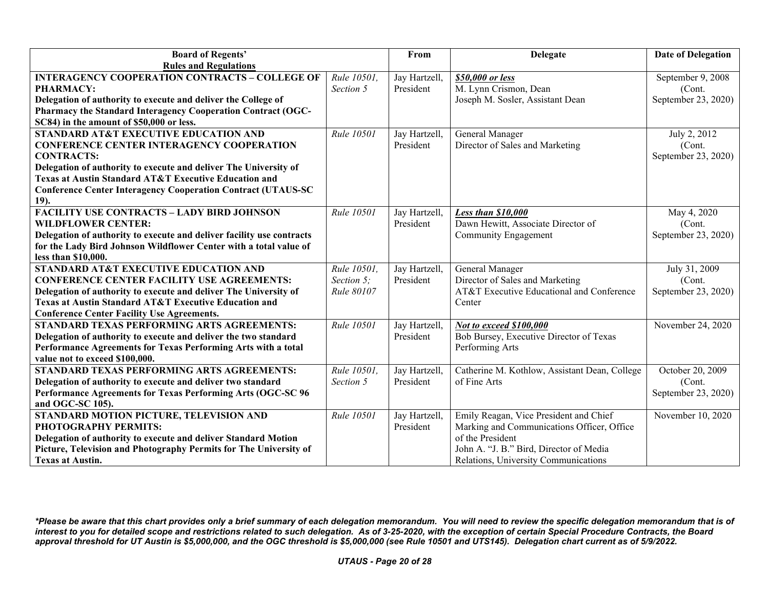| Board of Regents' Rules and Regulations | | From | Delegate | Date of Delegation |
|---|---|---|---|---|
| **INTERAGENCY COOPERATION CONTRACTS – COLLEGE OF PHARMACY:** **Delegation of authority to execute and deliver the College of Pharmacy the Standard Interagency Cooperation Contract (OGC-SC84) in the amount of $50,000 or less.** | *Rule 10501, Section 5* | Jay Hartzell, President | ***$50,000 or less*** M. Lynn Crismon, Dean Joseph M. Sosler, Assistant Dean | September 9, 2008 (Cont. September 23, 2020) |
| **STANDARD AT&T EXECUTIVE EDUCATION AND CONFERENCE CENTER INTERAGENCY COOPERATION CONTRACTS:** **Delegation of authority to execute and deliver The University of Texas at Austin Standard AT&T Executive Education and Conference Center Interagency Cooperation Contract (UTAUS-SC 19).** | *Rule 10501* | Jay Hartzell, President | General Manager Director of Sales and Marketing | July 2, 2012 (Cont. September 23, 2020) |
| **FACILITY USE CONTRACTS – LADY BIRD JOHNSON WILDFLOWER CENTER:** **Delegation of authority to execute and deliver facility use contracts for the Lady Bird Johnson Wildflower Center with a total value of less than $10,000.** | *Rule 10501* | Jay Hartzell, President | ***Less than $10,000*** Dawn Hewitt, Associate Director of Community Engagement | May 4, 2020 (Cont. September 23, 2020) |
| **STANDARD AT&T EXECUTIVE EDUCATION AND CONFERENCE CENTER FACILITY USE AGREEMENTS:** **Delegation of authority to execute and deliver The University of Texas at Austin Standard AT&T Executive Education and Conference Center Facility Use Agreements.** | *Rule 10501, Section 5; Rule 80107* | Jay Hartzell, President | General Manager Director of Sales and Marketing AT&T Executive Educational and Conference Center | July 31, 2009 (Cont. September 23, 2020) |
| **STANDARD TEXAS PERFORMING ARTS AGREEMENTS:** **Delegation of authority to execute and deliver the two standard Performance Agreements for Texas Performing Arts with a total value not to exceed $100,000.** | *Rule 10501* | Jay Hartzell, President | ***Not to exceed $100,000*** Bob Bursey, Executive Director of Texas Performing Arts | November 24, 2020 |
| **STANDARD TEXAS PERFORMING ARTS AGREEMENTS:** **Delegation of authority to execute and deliver two standard Performance Agreements for Texas Performing Arts (OGC-SC 96 and OGC-SC 105).** | *Rule 10501, Section 5* | Jay Hartzell, President | Catherine M. Kothlow, Assistant Dean, College of Fine Arts | October 20, 2009 (Cont. September 23, 2020) |
| **STANDARD MOTION PICTURE, TELEVISION AND PHOTOGRAPHY PERMITS:** **Delegation of authority to execute and deliver Standard Motion Picture, Television and Photography Permits for The University of Texas at Austin.** | *Rule 10501* | Jay Hartzell, President | Emily Reagan, Vice President and Chief Marking and Communications Officer, Office of the President John A. "J. B." Bird, Director of Media Relations, University Communications | November 10, 2020 |

***Please be aware that this chart provides only a brief summary of each delegation memorandum. You will need to review the specific delegation memorandum that is of interest to you for detailed scope and restrictions related to such delegation. As of 3-25-2020, with the exception of certain Special Procedure Contracts, the Board approval threshold for UT Austin is $5,000,000, and the OGC threshold is $5,000,000 (see Rule 10501 and UTS145). Delegation chart current as of 5/9/2022.***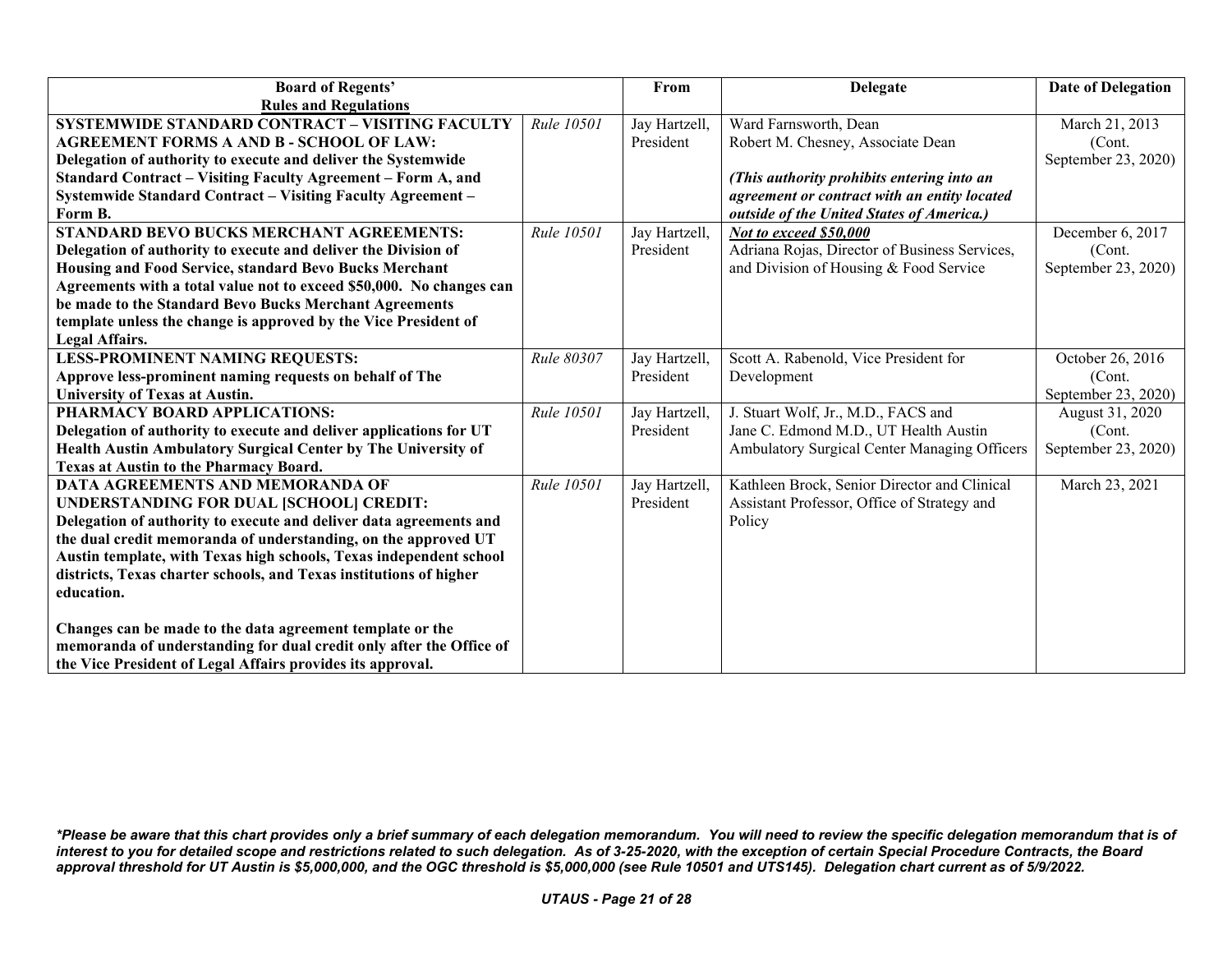| Board of Regents' Rules and Regulations | | From | Delegate | Date of Delegation |
|---|---|---|---|---|
| **SYSTEMWIDE STANDARD CONTRACT – VISITING FACULTY AGREEMENT FORMS A AND B - SCHOOL OF LAW: Delegation of authority to execute and deliver the Systemwide Standard Contract – Visiting Faculty Agreement – Form A, and Systemwide Standard Contract – Visiting Faculty Agreement – Form B.** | *Rule 10501* | Jay Hartzell, President | Ward Farnsworth, Dean<br>Robert M. Chesney, Associate Dean<br><br>***(This authority prohibits entering into an agreement or contract with an entity located outside of the United States of America.)*** | March 21, 2013 (Cont. September 23, 2020) |
| **STANDARD BEVO BUCKS MERCHANT AGREEMENTS: Delegation of authority to execute and deliver the Division of Housing and Food Service, standard Bevo Bucks Merchant Agreements with a total value not to exceed $50,000. No changes can be made to the Standard Bevo Bucks Merchant Agreements template unless the change is approved by the Vice President of Legal Affairs.** | *Rule 10501* | Jay Hartzell, President | ***Not to exceed $50,000***<br>Adriana Rojas, Director of Business Services, and Division of Housing & Food Service | December 6, 2017 (Cont. September 23, 2020) |
| **LESS-PROMINENT NAMING REQUESTS: Approve less-prominent naming requests on behalf of The University of Texas at Austin.** | *Rule 80307* | Jay Hartzell, President | Scott A. Rabenold, Vice President for Development | October 26, 2016 (Cont. September 23, 2020) |
| **PHARMACY BOARD APPLICATIONS: Delegation of authority to execute and deliver applications for UT Health Austin Ambulatory Surgical Center by The University of Texas at Austin to the Pharmacy Board.** | *Rule 10501* | Jay Hartzell, President | J. Stuart Wolf, Jr., M.D., FACS and Jane C. Edmond M.D., UT Health Austin Ambulatory Surgical Center Managing Officers | August 31, 2020 (Cont. September 23, 2020) |
| **DATA AGREEMENTS AND MEMORANDA OF UNDERSTANDING FOR DUAL [SCHOOL] CREDIT: Delegation of authority to execute and deliver data agreements and the dual credit memoranda of understanding, on the approved UT Austin template, with Texas high schools, Texas independent school districts, Texas charter schools, and Texas institutions of higher education.**<br><br>**Changes can be made to the data agreement template or the memoranda of understanding for dual credit only after the Office of the Vice President of Legal Affairs provides its approval.** | *Rule 10501* | Jay Hartzell, President | Kathleen Brock, Senior Director and Clinical Assistant Professor, Office of Strategy and Policy | March 23, 2021 |

***Please be aware that this chart provides only a brief summary of each delegation memorandum. You will need to review the specific delegation memorandum that is of interest to you for detailed scope and restrictions related to such delegation. As of 3-25-2020, with the exception of certain Special Procedure Contracts, the Board approval threshold for UT Austin is $5,000,000, and the OGC threshold is $5,000,000 (see Rule 10501 and UTS145). Delegation chart current as of 5/9/2022.***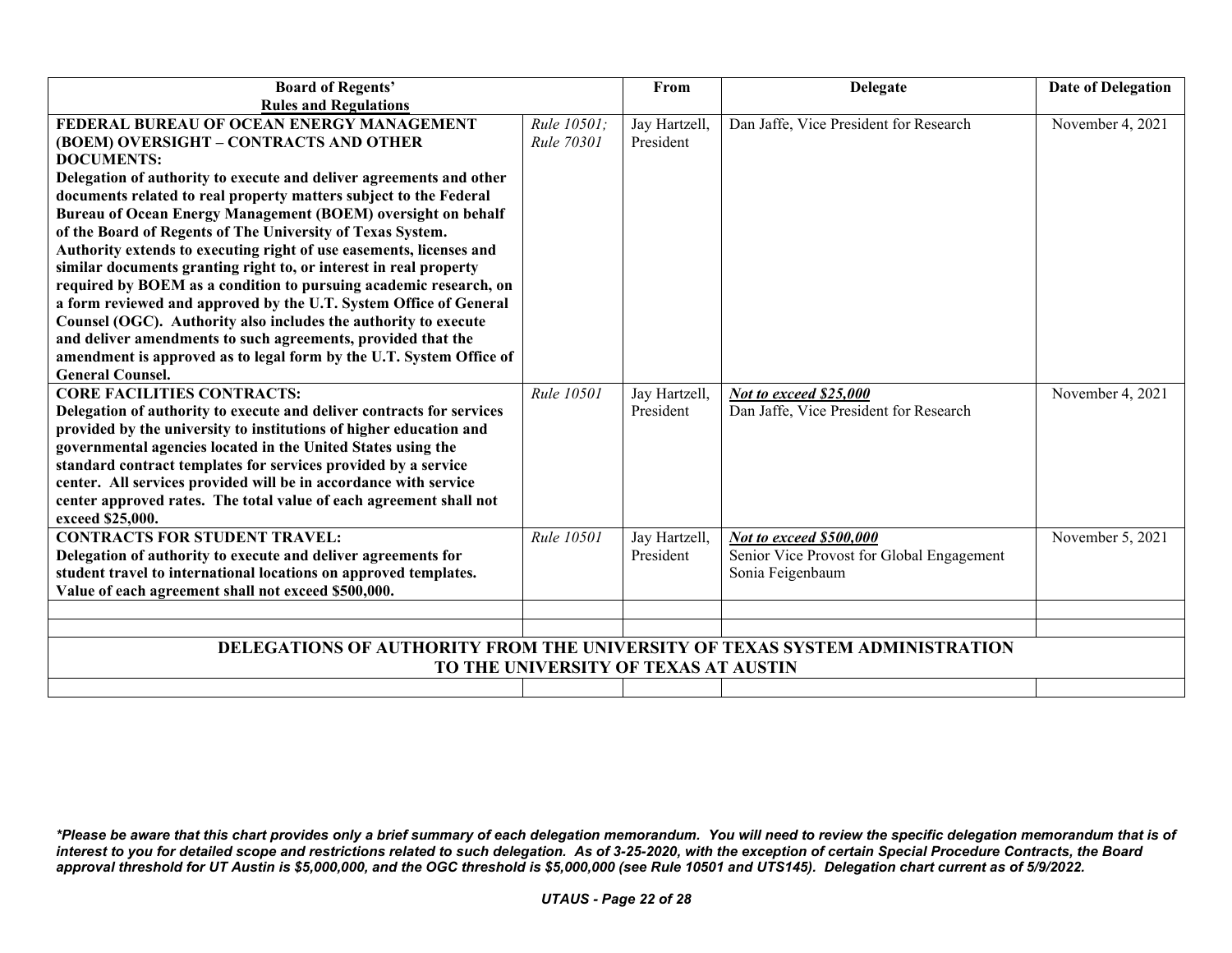| Board of Regents' Rules and Regulations | | From | Delegate | Date of Delegation |
|---|---|---|---|---|
| **FEDERAL BUREAU OF OCEAN ENERGY MANAGEMENT (BOEM) OVERSIGHT – CONTRACTS AND OTHER DOCUMENTS:** **Delegation of authority to execute and deliver agreements and other documents related to real property matters subject to the Federal Bureau of Ocean Energy Management (BOEM) oversight on behalf of the Board of Regents of The University of Texas System. Authority extends to executing right of use easements, licenses and similar documents granting right to, or interest in real property required by BOEM as a condition to pursuing academic research, on a form reviewed and approved by the U.T. System Office of General Counsel (OGC). Authority also includes the authority to execute and deliver amendments to such agreements, provided that the amendment is approved as to legal form by the U.T. System Office of General Counsel.** | *Rule 10501; Rule 70301* | Jay Hartzell, President | Dan Jaffe, Vice President for Research | November 4, 2021 |
| **CORE FACILITIES CONTRACTS:** **Delegation of authority to execute and deliver contracts for services provided by the university to institutions of higher education and governmental agencies located in the United States using the standard contract templates for services provided by a service center. All services provided will be in accordance with service center approved rates. The total value of each agreement shall not exceed $25,000.** | *Rule 10501* | Jay Hartzell, President | ***Not to exceed $25,000*** Dan Jaffe, Vice President for Research | November 4, 2021 |
| **CONTRACTS FOR STUDENT TRAVEL:** **Delegation of authority to execute and deliver agreements for student travel to international locations on approved templates. Value of each agreement shall not exceed $500,000.** | *Rule 10501* | Jay Hartzell, President | ***Not to exceed $500,000*** Senior Vice Provost for Global Engagement Sonia Feigenbaum | November 5, 2021 |
| | | | | |
| | | | | |
| **DELEGATIONS OF AUTHORITY FROM THE UNIVERSITY OF TEXAS SYSTEM ADMINISTRATION TO THE UNIVERSITY OF TEXAS AT AUSTIN** | | | | |
| | | | | |

***Please be aware that this chart provides only a brief summary of each delegation memorandum. You will need to review the specific delegation memorandum that is of interest to you for detailed scope and restrictions related to such delegation. As of 3-25-2020, with the exception of certain Special Procedure Contracts, the Board approval threshold for UT Austin is $5,000,000, and the OGC threshold is $5,000,000 (see Rule 10501 and UTS145). Delegation chart current as of 5/9/2022.***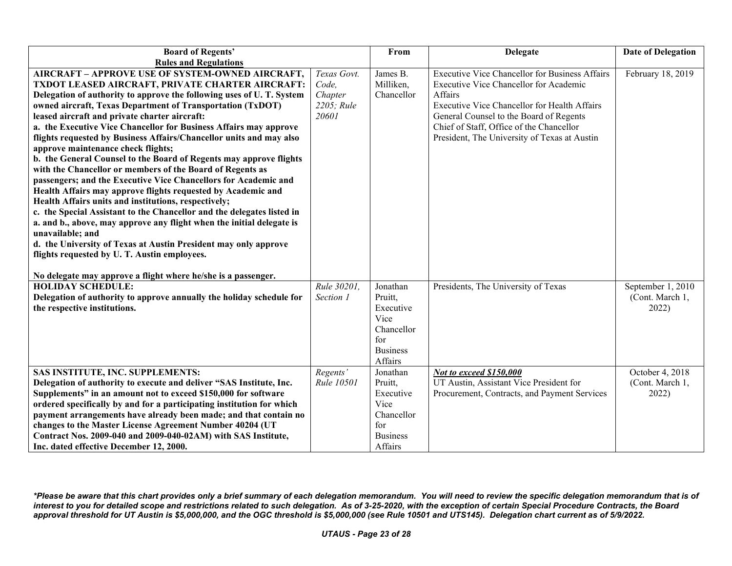| Board of Regents' Rules and Regulations | | From | Delegate | Date of Delegation |
|---|---|---|---|---|
| **AIRCRAFT – APPROVE USE OF SYSTEM-OWNED AIRCRAFT, TXDOT LEASED AIRCRAFT, PRIVATE CHARTER AIRCRAFT: Delegation of authority to approve the following uses of U. T. System owned aircraft, Texas Department of Transportation (TxDOT) leased aircraft and private charter aircraft:**<br>**a. the Executive Vice Chancellor for Business Affairs may approve flights requested by Business Affairs/Chancellor units and may also approve maintenance check flights;**<br>**b. the General Counsel to the Board of Regents may approve flights with the Chancellor or members of the Board of Regents as passengers; and the Executive Vice Chancellors for Academic and Health Affairs may approve flights requested by Academic and Health Affairs units and institutions, respectively;**<br>**c. the Special Assistant to the Chancellor and the delegates listed in a. and b., above, may approve any flight when the initial delegate is unavailable; and**<br>**d. the University of Texas at Austin President may only approve flights requested by U. T. Austin employees.**<br><br>**No delegate may approve a flight where he/she is a passenger.** | *Texas Govt. Code, Chapter 2205; Rule 20601* | James B. Milliken, Chancellor | Executive Vice Chancellor for Business Affairs<br>Executive Vice Chancellor for Academic Affairs<br>Executive Vice Chancellor for Health Affairs<br>General Counsel to the Board of Regents<br>Chief of Staff, Office of the Chancellor<br>President, The University of Texas at Austin | February 18, 2019 |
| **HOLIDAY SCHEDULE: Delegation of authority to approve annually the holiday schedule for the respective institutions.** | *Rule 30201, Section 1* | Jonathan Pruitt, Executive Vice Chancellor for Business Affairs | Presidents, The University of Texas | September 1, 2010 (Cont. March 1, 2022) |
| **SAS INSTITUTE, INC. SUPPLEMENTS: Delegation of authority to execute and deliver "SAS Institute, Inc. Supplements" in an amount not to exceed $150,000 for software ordered specifically by and for a participating institution for which payment arrangements have already been made; and that contain no changes to the Master License Agreement Number 40204 (UT Contract Nos. 2009-040 and 2009-040-02AM) with SAS Institute, Inc. dated effective December 12, 2000.** | *Regents' Rule 10501* | Jonathan Pruitt, Executive Vice Chancellor for Business Affairs | ***Not to exceed $150,000***<br>UT Austin, Assistant Vice President for Procurement, Contracts, and Payment Services | October 4, 2018 (Cont. March 1, 2022) |

***Please be aware that this chart provides only a brief summary of each delegation memorandum. You will need to review the specific delegation memorandum that is of interest to you for detailed scope and restrictions related to such delegation. As of 3-25-2020, with the exception of certain Special Procedure Contracts, the Board approval threshold for UT Austin is $5,000,000, and the OGC threshold is $5,000,000 (see Rule 10501 and UTS145). Delegation chart current as of 5/9/2022.***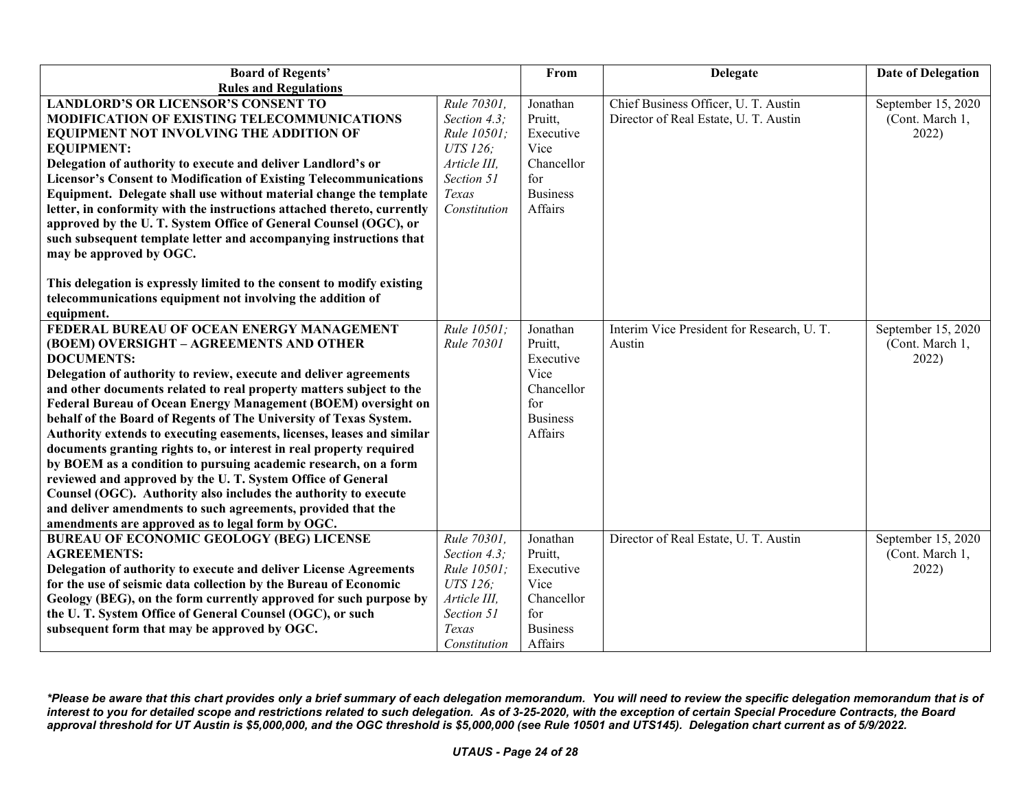| Board of Regents' Rules and Regulations | | From | Delegate | Date of Delegation |
|---|---|---|---|---|
| **LANDLORD'S OR LICENSOR'S CONSENT TO MODIFICATION OF EXISTING TELECOMMUNICATIONS EQUIPMENT NOT INVOLVING THE ADDITION OF EQUIPMENT:** **Delegation of authority to execute and deliver Landlord's or Licensor's Consent to Modification of Existing Telecommunications Equipment. Delegate shall use without material change the template letter, in conformity with the instructions attached thereto, currently approved by the U. T. System Office of General Counsel (OGC), or such subsequent template letter and accompanying instructions that may be approved by OGC.** <br><br> **This delegation is expressly limited to the consent to modify existing telecommunications equipment not involving the addition of equipment.** | *Rule 70301, Section 4.3; Rule 10501; UTS 126; Article III, Section 51 Texas Constitution* | Jonathan Pruitt, Executive Vice Chancellor for Business Affairs | Chief Business Officer, U. T. Austin<br>Director of Real Estate, U. T. Austin | September 15, 2020 (Cont. March 1, 2022) |
| **FEDERAL BUREAU OF OCEAN ENERGY MANAGEMENT (BOEM) OVERSIGHT – AGREEMENTS AND OTHER DOCUMENTS:** **Delegation of authority to review, execute and deliver agreements and other documents related to real property matters subject to the Federal Bureau of Ocean Energy Management (BOEM) oversight on behalf of the Board of Regents of The University of Texas System. Authority extends to executing easements, licenses, leases and similar documents granting rights to, or interest in real property required by BOEM as a condition to pursuing academic research, on a form reviewed and approved by the U. T. System Office of General Counsel (OGC). Authority also includes the authority to execute and deliver amendments to such agreements, provided that the amendments are approved as to legal form by OGC.** | *Rule 10501; Rule 70301* | Jonathan Pruitt, Executive Vice Chancellor for Business Affairs | Interim Vice President for Research, U. T. Austin | September 15, 2020 (Cont. March 1, 2022) |
| **BUREAU OF ECONOMIC GEOLOGY (BEG) LICENSE AGREEMENTS:** **Delegation of authority to execute and deliver License Agreements for the use of seismic data collection by the Bureau of Economic Geology (BEG), on the form currently approved for such purpose by the U. T. System Office of General Counsel (OGC), or such subsequent form that may be approved by OGC.** | *Rule 70301, Section 4.3; Rule 10501; UTS 126; Article III, Section 51 Texas Constitution* | Jonathan Pruitt, Executive Vice Chancellor for Business Affairs | Director of Real Estate, U. T. Austin | September 15, 2020 (Cont. March 1, 2022) |

***Please be aware that this chart provides only a brief summary of each delegation memorandum. You will need to review the specific delegation memorandum that is of interest to you for detailed scope and restrictions related to such delegation. As of 3-25-2020, with the exception of certain Special Procedure Contracts, the Board approval threshold for UT Austin is $5,000,000, and the OGC threshold is $5,000,000 (see Rule 10501 and UTS145). Delegation chart current as of 5/9/2022.**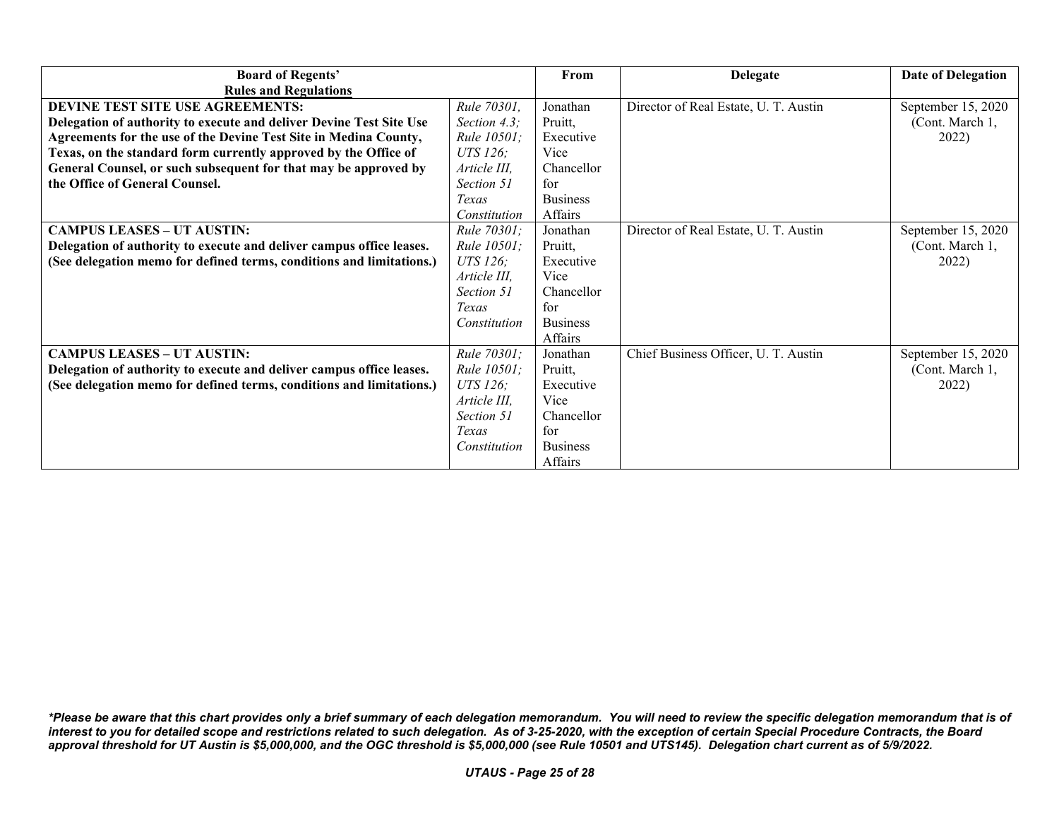| Board of Regents' Rules and Regulations | | From | Delegate | Date of Delegation |
|---|---|---|---|---|
| **DEVINE TEST SITE USE AGREEMENTS:** **Delegation of authority to execute and deliver Devine Test Site Use Agreements for the use of the Devine Test Site in Medina County, Texas, on the standard form currently approved by the Office of General Counsel, or such subsequent for that may be approved by the Office of General Counsel.** | *Rule 70301, Section 4.3; Rule 10501; UTS 126; Article III, Section 51 Texas Constitution* | Jonathan Pruitt, Executive Vice Chancellor for Business Affairs | Director of Real Estate, U. T. Austin | September 15, 2020 (Cont. March 1, 2022) |
| **CAMPUS LEASES – UT AUSTIN:** **Delegation of authority to execute and deliver campus office leases. (See delegation memo for defined terms, conditions and limitations.)** | *Rule 70301; Rule 10501; UTS 126; Article III, Section 51 Texas Constitution* | Jonathan Pruitt, Executive Vice Chancellor for Business Affairs | Director of Real Estate, U. T. Austin | September 15, 2020 (Cont. March 1, 2022) |
| **CAMPUS LEASES – UT AUSTIN:** **Delegation of authority to execute and deliver campus office leases. (See delegation memo for defined terms, conditions and limitations.)** | *Rule 70301; Rule 10501; UTS 126; Article III, Section 51 Texas Constitution* | Jonathan Pruitt, Executive Vice Chancellor for Business Affairs | Chief Business Officer, U. T. Austin | September 15, 2020 (Cont. March 1, 2022) |

***Please be aware that this chart provides only a brief summary of each delegation memorandum. You will need to review the specific delegation memorandum that is of interest to you for detailed scope and restrictions related to such delegation. As of 3-25-2020, with the exception of certain Special Procedure Contracts, the Board approval threshold for UT Austin is $5,000,000, and the OGC threshold is $5,000,000 (see Rule 10501 and UTS145). Delegation chart current as of 5/9/2022.***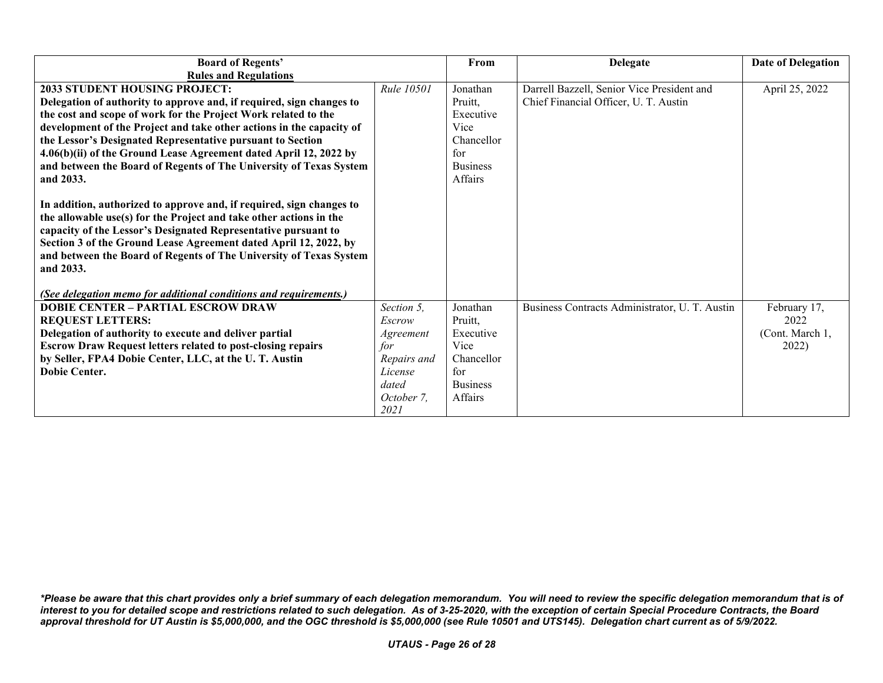| Board of Regents' Rules and Regulations | | From | Delegate | Date of Delegation |
|---|---|---|---|---|
| **2033 STUDENT HOUSING PROJECT:**<br>**Delegation of authority to approve and, if required, sign changes to the cost and scope of work for the Project Work related to the development of the Project and take other actions in the capacity of the Lessor's Designated Representative pursuant to Section 4.06(b)(ii) of the Ground Lease Agreement dated April 12, 2022 by and between the Board of Regents of The University of Texas System and 2033.**<br><br>**In addition, authorized to approve and, if required, sign changes to the allowable use(s) for the Project and take other actions in the capacity of the Lessor's Designated Representative pursuant to Section 3 of the Ground Lease Agreement dated April 12, 2022, by and between the Board of Regents of The University of Texas System and 2033.**<br><br>***(See delegation memo for additional conditions and requirements.)*** | *Rule 10501* | Jonathan Pruitt, Executive Vice Chancellor for Business Affairs | Darrell Bazzell, Senior Vice President and Chief Financial Officer, U. T. Austin | April 25, 2022 |
| **DOBIE CENTER – PARTIAL ESCROW DRAW REQUEST LETTERS:**<br>**Delegation of authority to execute and deliver partial Escrow Draw Request letters related to post-closing repairs by Seller, FPA4 Dobie Center, LLC, at the U. T. Austin Dobie Center.** | *Section 5, Escrow Agreement for Repairs and License dated October 7, 2021* | Jonathan Pruitt, Executive Vice Chancellor for Business Affairs | Business Contracts Administrator, U. T. Austin | February 17, 2022 (Cont. March 1, 2022) |

***Please be aware that this chart provides only a brief summary of each delegation memorandum. You will need to review the specific delegation memorandum that is of interest to you for detailed scope and restrictions related to such delegation. As of 3-25-2020, with the exception of certain Special Procedure Contracts, the Board approval threshold for UT Austin is $5,000,000, and the OGC threshold is $5,000,000 (see Rule 10501 and UTS145). Delegation chart current as of 5/9/2022.***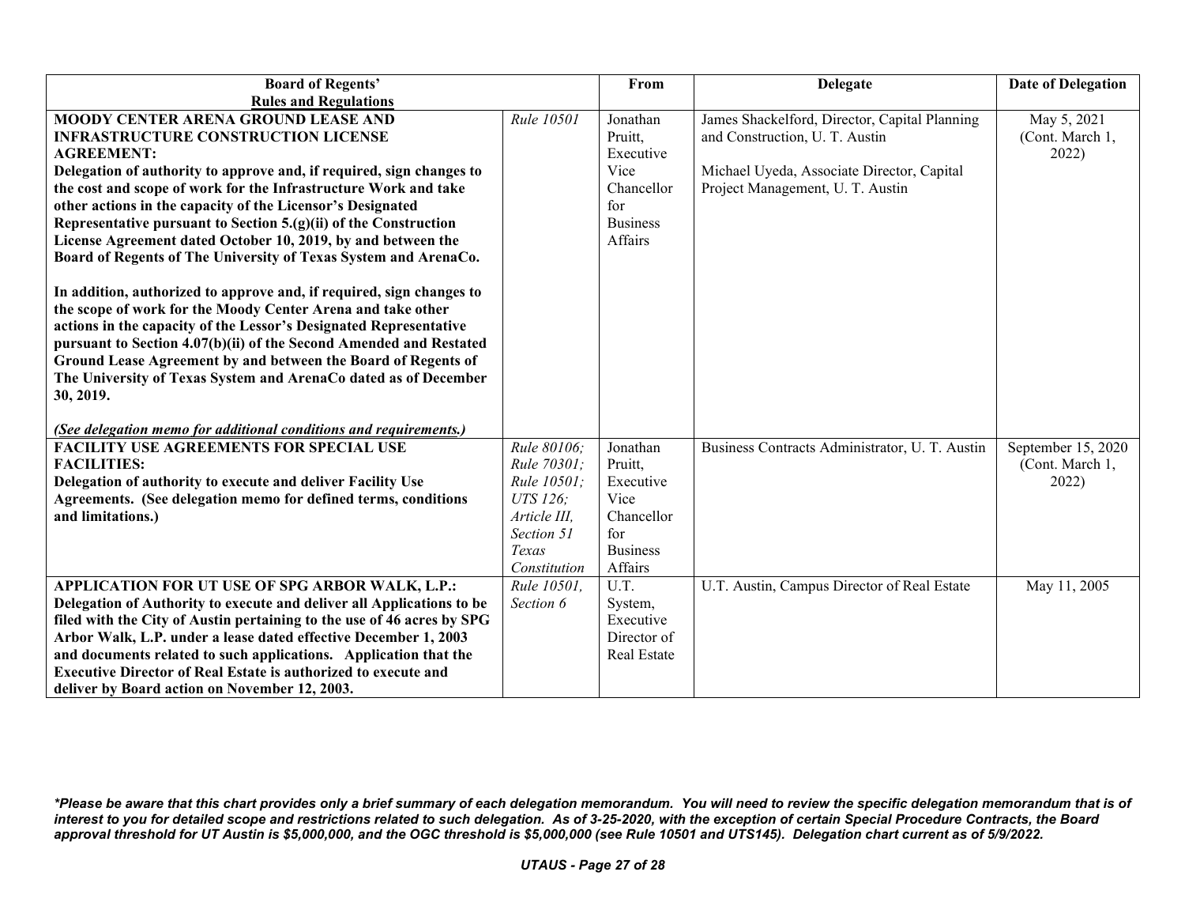| Board of Regents' Rules and Regulations | | From | Delegate | Date of Delegation |
|---|---|---|---|---|
| **MOODY CENTER ARENA GROUND LEASE AND INFRASTRUCTURE CONSTRUCTION LICENSE AGREEMENT:** **Delegation of authority to approve and, if required, sign changes to the cost and scope of work for the Infrastructure Work and take other actions in the capacity of the Licensor's Designated Representative pursuant to Section 5.(g)(ii) of the Construction License Agreement dated October 10, 2019, by and between the Board of Regents of The University of Texas System and ArenaCo.** **In addition, authorized to approve and, if required, sign changes to the scope of work for the Moody Center Arena and take other actions in the capacity of the Lessor's Designated Representative pursuant to Section 4.07(b)(ii) of the Second Amended and Restated Ground Lease Agreement by and between the Board of Regents of The University of Texas System and ArenaCo dated as of December 30, 2019.** ***(See delegation memo for additional conditions and requirements.)*** | *Rule 10501* | Jonathan Pruitt, Executive Vice Chancellor for Business Affairs | James Shackelford, Director, Capital Planning and Construction, U. T. Austin<br><br>Michael Uyeda, Associate Director, Capital Project Management, U. T. Austin | May 5, 2021 (Cont. March 1, 2022) |
| **FACILITY USE AGREEMENTS FOR SPECIAL USE FACILITIES:** **Delegation of authority to execute and deliver Facility Use Agreements. (See delegation memo for defined terms, conditions and limitations.)** | *Rule 80106; Rule 70301; Rule 10501; UTS 126; Article III, Section 51 Texas Constitution* | Jonathan Pruitt, Executive Vice Chancellor for Business Affairs | Business Contracts Administrator, U. T. Austin | September 15, 2020 (Cont. March 1, 2022) |
| **APPLICATION FOR UT USE OF SPG ARBOR WALK, L.P.:** **Delegation of Authority to execute and deliver all Applications to be filed with the City of Austin pertaining to the use of 46 acres by SPG Arbor Walk, L.P. under a lease dated effective December 1, 2003 and documents related to such applications. Application that the Executive Director of Real Estate is authorized to execute and deliver by Board action on November 12, 2003.** | *Rule 10501, Section 6* | U.T. System, Executive Director of Real Estate | U.T. Austin, Campus Director of Real Estate | May 11, 2005 |

***Please be aware that this chart provides only a brief summary of each delegation memorandum. You will need to review the specific delegation memorandum that is of interest to you for detailed scope and restrictions related to such delegation. As of 3-25-2020, with the exception of certain Special Procedure Contracts, the Board approval threshold for UT Austin is $5,000,000, and the OGC threshold is $5,000,000 (see Rule 10501 and UTS145). Delegation chart current as of 5/9/2022.***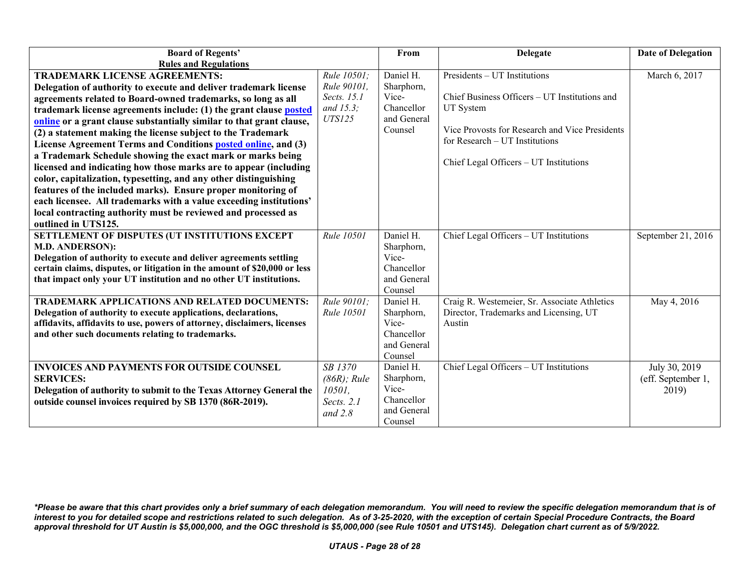| Board of Regents' Rules and Regulations | | From | Delegate | Date of Delegation |
|---|---|---|---|---|
| **TRADEMARK LICENSE AGREEMENTS: Delegation of authority to execute and deliver trademark license agreements related to Board-owned trademarks, so long as all trademark license agreements include: (1) the grant clause posted online or a grant clause substantially similar to that grant clause, (2) a statement making the license subject to the Trademark License Agreement Terms and Conditions posted online, and (3) a Trademark Schedule showing the exact mark or marks being licensed and indicating how those marks are to appear (including color, capitalization, typesetting, and any other distinguishing features of the included marks). Ensure proper monitoring of each licensee. All trademarks with a value exceeding institutions' local contracting authority must be reviewed and processed as outlined in UTS125.** | *Rule 10501; Rule 90101, Sects. 15.1 and 15.3; UTS125* | Daniel H. Sharphorn, Vice-Chancellor and General Counsel | Presidents – UT Institutions<br><br>Chief Business Officers – UT Institutions and UT System<br><br>Vice Provosts for Research and Vice Presidents for Research – UT Institutions<br><br>Chief Legal Officers – UT Institutions | March 6, 2017 |
| **SETTLEMENT OF DISPUTES (UT INSTITUTIONS EXCEPT M.D. ANDERSON): Delegation of authority to execute and deliver agreements settling certain claims, disputes, or litigation in the amount of $20,000 or less that impact only your UT institution and no other UT institutions.** | *Rule 10501* | Daniel H. Sharphorn, Vice-Chancellor and General Counsel | Chief Legal Officers – UT Institutions | September 21, 2016 |
| **TRADEMARK APPLICATIONS AND RELATED DOCUMENTS: Delegation of authority to execute applications, declarations, affidavits, affidavits to use, powers of attorney, disclaimers, licenses and other such documents relating to trademarks.** | *Rule 90101; Rule 10501* | Daniel H. Sharphorn, Vice-Chancellor and General Counsel | Craig R. Westemeier, Sr. Associate Athletics Director, Trademarks and Licensing, UT Austin | May 4, 2016 |
| **INVOICES AND PAYMENTS FOR OUTSIDE COUNSEL SERVICES: Delegation of authority to submit to the Texas Attorney General the outside counsel invoices required by SB 1370 (86R-2019).** | *SB 1370 (86R); Rule 10501, Sects. 2.1 and 2.8* | Daniel H. Sharphorn, Vice-Chancellor and General Counsel | Chief Legal Officers – UT Institutions | July 30, 2019 (eff. September 1, 2019) |

***Please be aware that this chart provides only a brief summary of each delegation memorandum. You will need to review the specific delegation memorandum that is of interest to you for detailed scope and restrictions related to such delegation. As of 3-25-2020, with the exception of certain Special Procedure Contracts, the Board approval threshold for UT Austin is $5,000,000, and the OGC threshold is $5,000,000 (see Rule 10501 and UTS145). Delegation chart current as of 5/9/2022.***